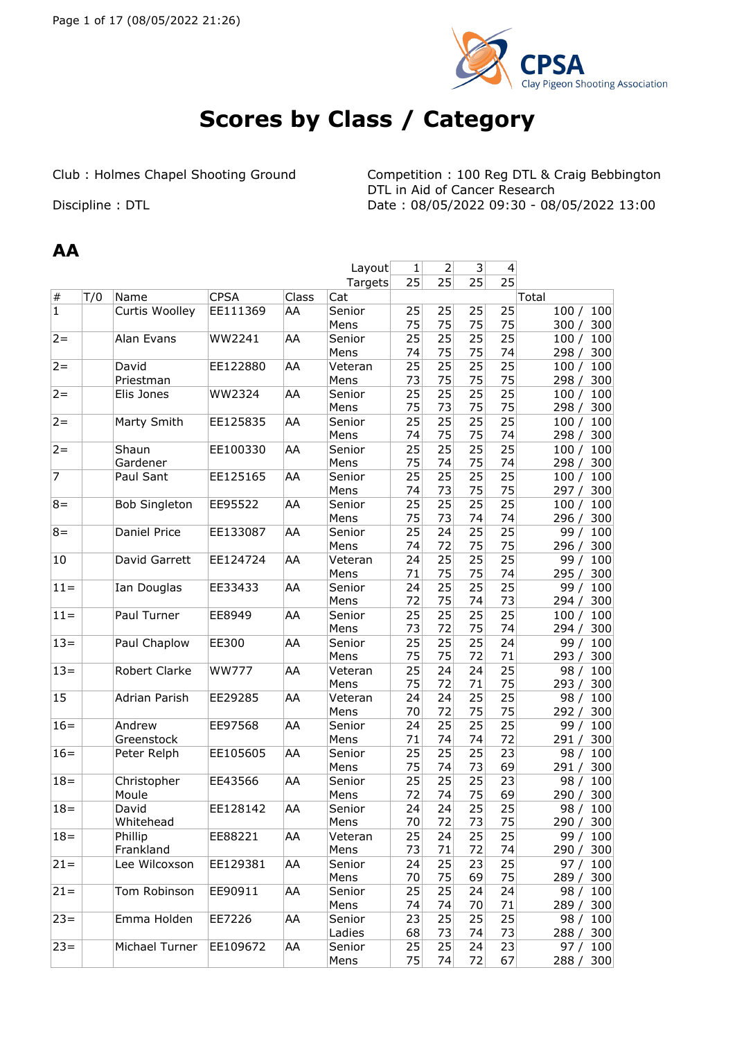# Scores by Class / Category

Club : Holmes Chapel Shooting Ground

Discipline : DTL

Competition : 100 Reg DTL & Craig Bebbington DTL in Aid of Cancer Research

Date : 08/05/2022 09:30 - 08/05/2022 13:00

## AA

| # | T/0 | Name | CPSA | Class | Cat | 1 | 2 | 3 | 4 | Total |
|---|---|---|---|---|---|---|---|---|---|---|
| | | | | | Layout | 1 | 2 | 3 | 4 | |
| | | | | | Targets | 25 | 25 | 25 | 25 | |
| 1 | | Curtis Woolley | EE111369 | AA | Senior Mens | 25 / 75 | 25 / 75 | 25 / 75 | 25 / 75 | 100 / 100<br>300 / 300 |
| 2= | | Alan Evans | WW2241 | AA | Senior Mens | 25 / 74 | 25 / 75 | 25 / 75 | 25 / 74 | 100 / 100<br>298 / 300 |
| 2= | | David Priestman | EE122880 | AA | Veteran Mens | 25 / 73 | 25 / 75 | 25 / 75 | 25 / 75 | 100 / 100<br>298 / 300 |
| 2= | | Elis Jones | WW2324 | AA | Senior Mens | 25 / 75 | 25 / 73 | 25 / 75 | 25 / 75 | 100 / 100<br>298 / 300 |
| 2= | | Marty Smith | EE125835 | AA | Senior Mens | 25 / 74 | 25 / 75 | 25 / 75 | 25 / 74 | 100 / 100<br>298 / 300 |
| 2= | | Shaun Gardener | EE100330 | AA | Senior Mens | 25 / 75 | 25 / 74 | 25 / 75 | 25 / 74 | 100 / 100<br>298 / 300 |
| 7 | | Paul Sant | EE125165 | AA | Senior Mens | 25 / 74 | 25 / 73 | 25 / 75 | 25 / 75 | 100 / 100<br>297 / 300 |
| 8= | | Bob Singleton | EE95522 | AA | Senior Mens | 25 / 75 | 25 / 73 | 25 / 74 | 25 / 74 | 100 / 100<br>296 / 300 |
| 8= | | Daniel Price | EE133087 | AA | Senior Mens | 25 / 74 | 24 / 72 | 25 / 75 | 25 / 75 | 99 / 100<br>296 / 300 |
| 10 | | David Garrett | EE124724 | AA | Veteran Mens | 24 / 71 | 25 / 75 | 25 / 75 | 25 / 74 | 99 / 100<br>295 / 300 |
| 11= | | Ian Douglas | EE33433 | AA | Senior Mens | 24 / 72 | 25 / 75 | 25 / 74 | 25 / 73 | 99 / 100<br>294 / 300 |
| 11= | | Paul Turner | EE8949 | AA | Senior Mens | 25 / 73 | 25 / 72 | 25 / 75 | 25 / 74 | 100 / 100<br>294 / 300 |
| 13= | | Paul Chaplow | EE300 | AA | Senior Mens | 25 / 75 | 25 / 75 | 25 / 72 | 24 / 71 | 99 / 100<br>293 / 300 |
| 13= | | Robert Clarke | WW777 | AA | Veteran Mens | 25 / 75 | 24 / 72 | 24 / 71 | 25 / 75 | 98 / 100<br>293 / 300 |
| 15 | | Adrian Parish | EE29285 | AA | Veteran Mens | 24 / 70 | 24 / 72 | 25 / 75 | 25 / 75 | 98 / 100<br>292 / 300 |
| 16= | | Andrew Greenstock | EE97568 | AA | Senior Mens | 24 / 71 | 25 / 74 | 25 / 74 | 25 / 72 | 99 / 100<br>291 / 300 |
| 16= | | Peter Relph | EE105605 | AA | Senior Mens | 25 / 75 | 25 / 74 | 25 / 73 | 23 / 69 | 98 / 100<br>291 / 300 |
| 18= | | Christopher Moule | EE43566 | AA | Senior Mens | 25 / 72 | 25 / 74 | 25 / 75 | 23 / 69 | 98 / 100<br>290 / 300 |
| 18= | | David Whitehead | EE128142 | AA | Senior Mens | 24 / 70 | 24 / 72 | 25 / 73 | 25 / 75 | 98 / 100<br>290 / 300 |
| 18= | | Phillip Frankland | EE88221 | AA | Veteran Mens | 25 / 73 | 24 / 71 | 25 / 72 | 25 / 74 | 99 / 100<br>290 / 300 |
| 21= | | Lee Wilcoxson | EE129381 | AA | Senior Mens | 24 / 70 | 25 / 75 | 23 / 69 | 25 / 75 | 97 / 100<br>289 / 300 |
| 21= | | Tom Robinson | EE90911 | AA | Senior Mens | 25 / 74 | 25 / 74 | 24 / 70 | 24 / 71 | 98 / 100<br>289 / 300 |
| 23= | | Emma Holden | EE7226 | AA | Senior Ladies | 23 / 68 | 25 / 73 | 25 / 74 | 25 / 73 | 98 / 100<br>288 / 300 |
| 23= | | Michael Turner | EE109672 | AA | Senior Mens | 25 / 75 | 25 / 74 | 24 / 72 | 23 / 67 | 97 / 100<br>288 / 300 |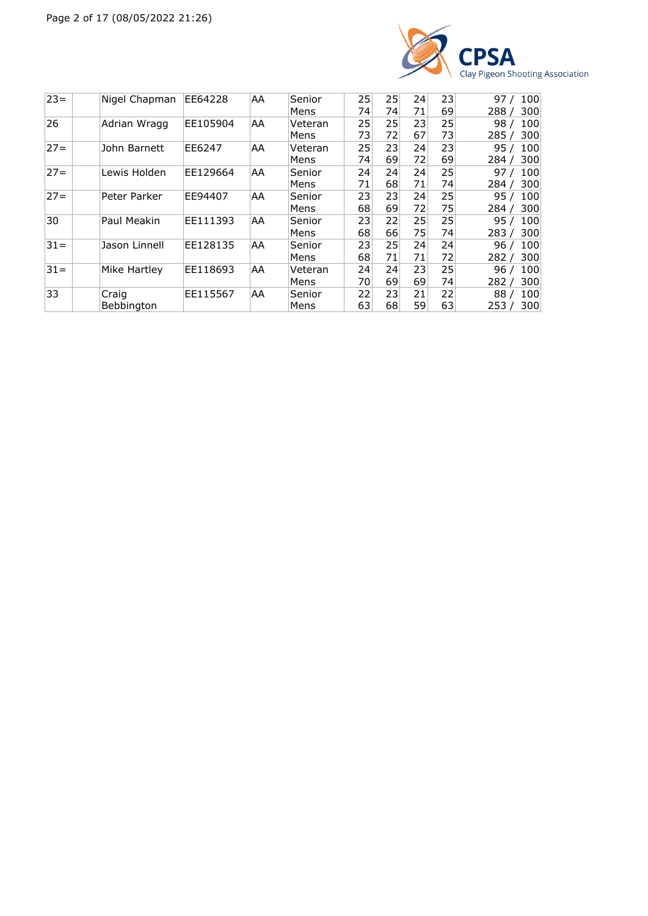| | | | | | | | | | |
|---|---|---|---|---|---|---|---|---|---|
| 23= | | Nigel Chapman | EE64228 | AA | Senior Mens | 25<br>74 | 25<br>74 | 24<br>71 | 23<br>69 | 97 / 100<br>288 / 300 |
| 26 | | Adrian Wragg | EE105904 | AA | Veteran Mens | 25<br>73 | 25<br>72 | 23<br>67 | 25<br>73 | 98 / 100<br>285 / 300 |
| 27= | | John Barnett | EE6247 | AA | Veteran Mens | 25<br>74 | 23<br>69 | 24<br>72 | 23<br>69 | 95 / 100<br>284 / 300 |
| 27= | | Lewis Holden | EE129664 | AA | Senior Mens | 24<br>71 | 24<br>68 | 24<br>71 | 25<br>74 | 97 / 100<br>284 / 300 |
| 27= | | Peter Parker | EE94407 | AA | Senior Mens | 23<br>68 | 23<br>69 | 24<br>72 | 25<br>75 | 95 / 100<br>284 / 300 |
| 30 | | Paul Meakin | EE111393 | AA | Senior Mens | 23<br>68 | 22<br>66 | 25<br>75 | 25<br>74 | 95 / 100<br>283 / 300 |
| 31= | | Jason Linnell | EE128135 | AA | Senior Mens | 23<br>68 | 25<br>71 | 24<br>71 | 24<br>72 | 96 / 100<br>282 / 300 |
| 31= | | Mike Hartley | EE118693 | AA | Veteran Mens | 24<br>70 | 24<br>69 | 23<br>69 | 25<br>74 | 96 / 100<br>282 / 300 |
| 33 | | Craig Bebbington | EE115567 | AA | Senior Mens | 22<br>63 | 23<br>68 | 21<br>59 | 22<br>63 | 88 / 100<br>253 / 300 |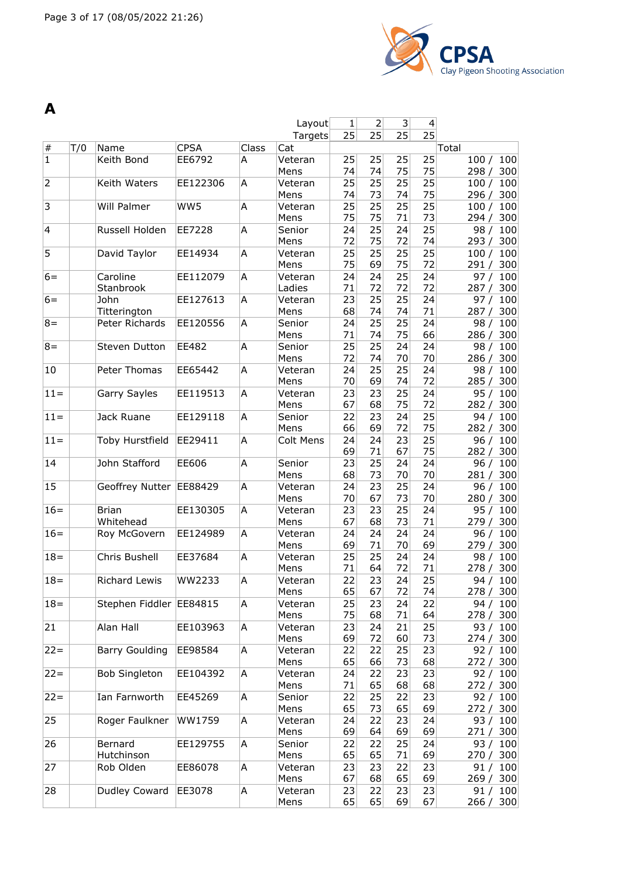# A

| # | T/0 | Name | CPSA | Class | Cat | Layout 1 Targets 25 | Layout 2 Targets 25 | Layout 3 Targets 25 | Layout 4 Targets 25 | Total |
|---|---|---|---|---|---|---|---|---|---|---|
| 1 | | Keith Bond | EE6792 | A | Veteran Mens | 25<br>74 | 25<br>74 | 25<br>75 | 25<br>75 | 100 / 100<br>298 / 300 |
| 2 | | Keith Waters | EE122306 | A | Veteran Mens | 25<br>74 | 25<br>73 | 25<br>74 | 25<br>75 | 100 / 100<br>296 / 300 |
| 3 | | Will Palmer | WW5 | A | Veteran Mens | 25<br>75 | 25<br>75 | 25<br>71 | 25<br>73 | 100 / 100<br>294 / 300 |
| 4 | | Russell Holden | EE7228 | A | Senior Mens | 24<br>72 | 25<br>75 | 24<br>72 | 25<br>74 | 98 / 100<br>293 / 300 |
| 5 | | David Taylor | EE14934 | A | Veteran Mens | 25<br>75 | 25<br>69 | 25<br>75 | 25<br>72 | 100 / 100<br>291 / 300 |
| 6= | | Caroline Stanbrook | EE112079 | A | Veteran Ladies | 24<br>71 | 24<br>72 | 25<br>72 | 24<br>72 | 97 / 100<br>287 / 300 |
| 6= | | John Titterington | EE127613 | A | Veteran Mens | 23<br>68 | 25<br>74 | 25<br>74 | 24<br>71 | 97 / 100<br>287 / 300 |
| 8= | | Peter Richards | EE120556 | A | Senior Mens | 24<br>71 | 25<br>74 | 25<br>75 | 24<br>66 | 98 / 100<br>286 / 300 |
| 8= | | Steven Dutton | EE482 | A | Senior Mens | 25<br>72 | 25<br>74 | 24<br>70 | 24<br>70 | 98 / 100<br>286 / 300 |
| 10 | | Peter Thomas | EE65442 | A | Veteran Mens | 24<br>70 | 25<br>69 | 25<br>74 | 24<br>72 | 98 / 100<br>285 / 300 |
| 11= | | Garry Sayles | EE119513 | A | Veteran Mens | 23<br>67 | 23<br>68 | 25<br>75 | 24<br>72 | 95 / 100<br>282 / 300 |
| 11= | | Jack Ruane | EE129118 | A | Senior Mens | 22<br>66 | 23<br>69 | 24<br>72 | 25<br>75 | 94 / 100<br>282 / 300 |
| 11= | | Toby Hurstfield | EE29411 | A | Colt Mens | 24<br>69 | 24<br>71 | 23<br>67 | 25<br>75 | 96 / 100<br>282 / 300 |
| 14 | | John Stafford | EE606 | A | Senior Mens | 23<br>68 | 25<br>73 | 24<br>70 | 24<br>70 | 96 / 100<br>281 / 300 |
| 15 | | Geoffrey Nutter | EE88429 | A | Veteran Mens | 24<br>70 | 23<br>67 | 25<br>73 | 24<br>70 | 96 / 100<br>280 / 300 |
| 16= | | Brian Whitehead | EE130305 | A | Veteran Mens | 23<br>67 | 23<br>68 | 25<br>73 | 24<br>71 | 95 / 100<br>279 / 300 |
| 16= | | Roy McGovern | EE124989 | A | Veteran Mens | 24<br>69 | 24<br>71 | 24<br>70 | 24<br>69 | 96 / 100<br>279 / 300 |
| 18= | | Chris Bushell | EE37684 | A | Veteran Mens | 25<br>71 | 25<br>64 | 24<br>72 | 24<br>71 | 98 / 100<br>278 / 300 |
| 18= | | Richard Lewis | WW2233 | A | Veteran Mens | 22<br>65 | 23<br>67 | 24<br>72 | 25<br>74 | 94 / 100<br>278 / 300 |
| 18= | | Stephen Fiddler | EE84815 | A | Veteran Mens | 25<br>75 | 23<br>68 | 24<br>71 | 22<br>64 | 94 / 100<br>278 / 300 |
| 21 | | Alan Hall | EE103963 | A | Veteran Mens | 23<br>69 | 24<br>72 | 21<br>60 | 25<br>73 | 93 / 100<br>274 / 300 |
| 22= | | Barry Goulding | EE98584 | A | Veteran Mens | 22<br>65 | 22<br>66 | 25<br>73 | 23<br>68 | 92 / 100<br>272 / 300 |
| 22= | | Bob Singleton | EE104392 | A | Veteran Mens | 24<br>71 | 22<br>65 | 23<br>68 | 23<br>68 | 92 / 100<br>272 / 300 |
| 22= | | Ian Farnworth | EE45269 | A | Senior Mens | 22<br>65 | 25<br>73 | 22<br>65 | 23<br>69 | 92 / 100<br>272 / 300 |
| 25 | | Roger Faulkner | WW1759 | A | Veteran Mens | 24<br>69 | 22<br>64 | 23<br>69 | 24<br>69 | 93 / 100<br>271 / 300 |
| 26 | | Bernard Hutchinson | EE129755 | A | Senior Mens | 22<br>65 | 22<br>65 | 25<br>71 | 24<br>69 | 93 / 100<br>270 / 300 |
| 27 | | Rob Olden | EE86078 | A | Veteran Mens | 23<br>67 | 23<br>68 | 22<br>65 | 23<br>69 | 91 / 100<br>269 / 300 |
| 28 | | Dudley Coward | EE3078 | A | Veteran Mens | 23<br>65 | 22<br>65 | 23<br>69 | 23<br>67 | 91 / 100<br>266 / 300 |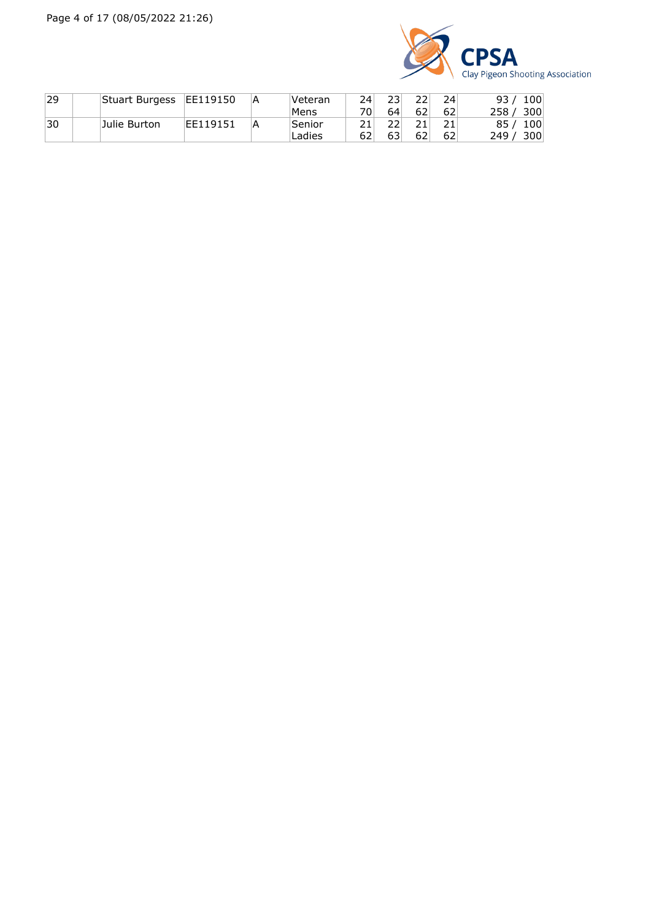| 29 | | Stuart Burgess | EE119150 | A | Veteran Mens | 24<br>70 | 23<br>64 | 22<br>62 | 24<br>62 | 93 / 100<br>258 / 300 |
|---|---|---|---|---|---|---|---|---|---|---|
| 30 | | Julie Burton | EE119151 | A | Senior Ladies | 21<br>62 | 22<br>63 | 21<br>62 | 21<br>62 | 85 / 100<br>249 / 300 |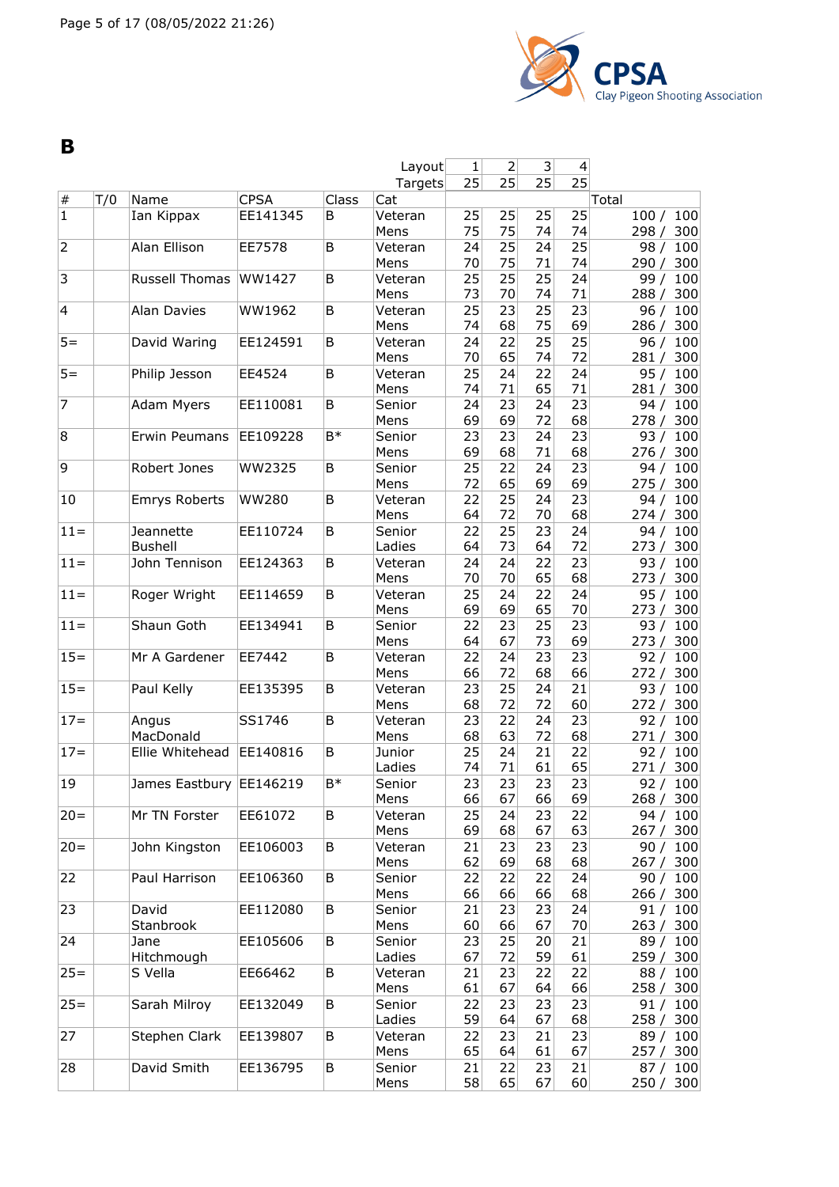# B

| # | T/0 | Name | CPSA | Class | Cat | 1 | 2 | 3 | 4 | Total |
|---|---|---|---|---|---|---|---|---|---|---|
| | | | | | Layout | 1 | 2 | 3 | 4 | |
| | | | | | Targets | 25 | 25 | 25 | 25 | |
| 1 | | Ian Kippax | EE141345 | B | Veteran Mens | 25 / 75 | 25 / 75 | 25 / 74 | 25 / 74 | 100 / 100 ; 298 / 300 |
| 2 | | Alan Ellison | EE7578 | B | Veteran Mens | 24 / 70 | 25 / 75 | 24 / 71 | 25 / 74 | 98 / 100 ; 290 / 300 |
| 3 | | Russell Thomas | WW1427 | B | Veteran Mens | 25 / 73 | 25 / 70 | 25 / 74 | 24 / 71 | 99 / 100 ; 288 / 300 |
| 4 | | Alan Davies | WW1962 | B | Veteran Mens | 25 / 74 | 23 / 68 | 25 / 75 | 23 / 69 | 96 / 100 ; 286 / 300 |
| 5= | | David Waring | EE124591 | B | Veteran Mens | 24 / 70 | 22 / 65 | 25 / 74 | 25 / 72 | 96 / 100 ; 281 / 300 |
| 5= | | Philip Jesson | EE4524 | B | Veteran Mens | 25 / 74 | 24 / 71 | 22 / 65 | 24 / 71 | 95 / 100 ; 281 / 300 |
| 7 | | Adam Myers | EE110081 | B | Senior Mens | 24 / 69 | 23 / 69 | 24 / 72 | 23 / 68 | 94 / 100 ; 278 / 300 |
| 8 | | Erwin Peumans | EE109228 | B* | Senior Mens | 23 / 69 | 23 / 68 | 24 / 71 | 23 / 68 | 93 / 100 ; 276 / 300 |
| 9 | | Robert Jones | WW2325 | B | Senior Mens | 25 / 72 | 22 / 65 | 24 / 69 | 23 / 69 | 94 / 100 ; 275 / 300 |
| 10 | | Emrys Roberts | WW280 | B | Veteran Mens | 22 / 64 | 25 / 72 | 24 / 70 | 23 / 68 | 94 / 100 ; 274 / 300 |
| 11= | | Jeannette Bushell | EE110724 | B | Senior Ladies | 22 / 64 | 25 / 73 | 23 / 64 | 24 / 72 | 94 / 100 ; 273 / 300 |
| 11= | | John Tennison | EE124363 | B | Veteran Mens | 24 / 70 | 24 / 70 | 22 / 65 | 23 / 68 | 93 / 100 ; 273 / 300 |
| 11= | | Roger Wright | EE114659 | B | Veteran Mens | 25 / 69 | 24 / 69 | 22 / 65 | 24 / 70 | 95 / 100 ; 273 / 300 |
| 11= | | Shaun Goth | EE134941 | B | Senior Mens | 22 / 64 | 23 / 67 | 25 / 73 | 23 / 69 | 93 / 100 ; 273 / 300 |
| 15= | | Mr A Gardener | EE7442 | B | Veteran Mens | 22 / 66 | 24 / 72 | 23 / 68 | 23 / 66 | 92 / 100 ; 272 / 300 |
| 15= | | Paul Kelly | EE135395 | B | Veteran Mens | 23 / 68 | 25 / 72 | 24 / 72 | 21 / 60 | 93 / 100 ; 272 / 300 |
| 17= | | Angus MacDonald | SS1746 | B | Veteran Mens | 23 / 68 | 22 / 63 | 24 / 72 | 23 / 68 | 92 / 100 ; 271 / 300 |
| 17= | | Ellie Whitehead | EE140816 | B | Junior Ladies | 25 / 74 | 24 / 71 | 21 / 61 | 22 / 65 | 92 / 100 ; 271 / 300 |
| 19 | | James Eastbury | EE146219 | B* | Senior Mens | 23 / 66 | 23 / 67 | 23 / 66 | 23 / 69 | 92 / 100 ; 268 / 300 |
| 20= | | Mr TN Forster | EE61072 | B | Veteran Mens | 25 / 69 | 24 / 68 | 23 / 67 | 22 / 63 | 94 / 100 ; 267 / 300 |
| 20= | | John Kingston | EE106003 | B | Veteran Mens | 21 / 62 | 23 / 69 | 23 / 68 | 23 / 68 | 90 / 100 ; 267 / 300 |
| 22 | | Paul Harrison | EE106360 | B | Senior Mens | 22 / 66 | 22 / 66 | 22 / 66 | 24 / 68 | 90 / 100 ; 266 / 300 |
| 23 | | David Stanbrook | EE112080 | B | Senior Mens | 21 / 60 | 23 / 66 | 23 / 67 | 24 / 70 | 91 / 100 ; 263 / 300 |
| 24 | | Jane Hitchmough | EE105606 | B | Senior Ladies | 23 / 67 | 25 / 72 | 20 / 59 | 21 / 61 | 89 / 100 ; 259 / 300 |
| 25= | | S Vella | EE66462 | B | Veteran Mens | 21 / 61 | 23 / 67 | 22 / 64 | 22 / 66 | 88 / 100 ; 258 / 300 |
| 25= | | Sarah Milroy | EE132049 | B | Senior Ladies | 22 / 59 | 23 / 64 | 23 / 67 | 23 / 68 | 91 / 100 ; 258 / 300 |
| 27 | | Stephen Clark | EE139807 | B | Veteran Mens | 22 / 65 | 23 / 64 | 21 / 61 | 23 / 67 | 89 / 100 ; 257 / 300 |
| 28 | | David Smith | EE136795 | B | Senior Mens | 21 / 58 | 22 / 65 | 23 / 67 | 21 / 60 | 87 / 100 ; 250 / 300 |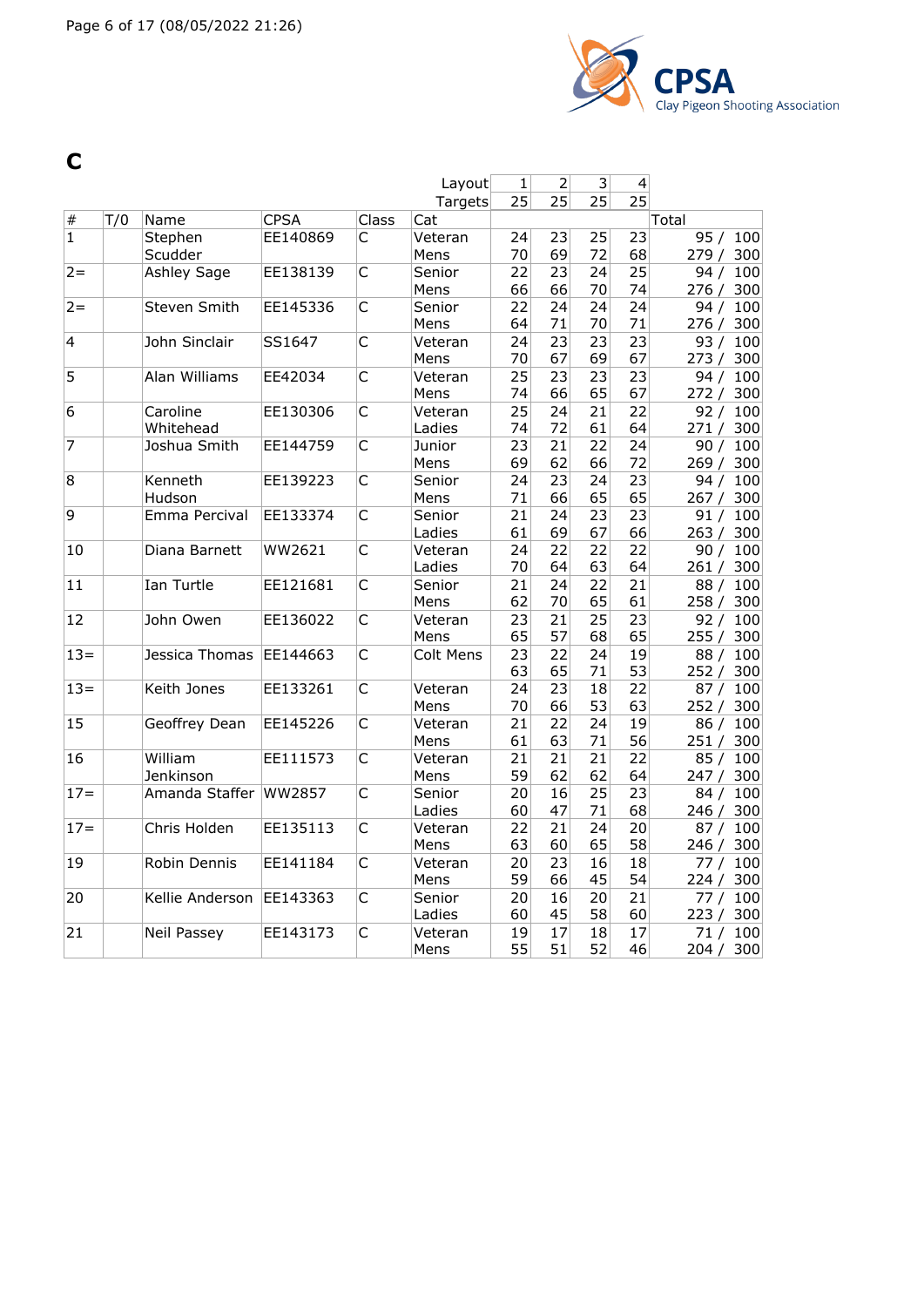# C

| # | T/0 | Name | CPSA | Class | Cat | 1 | 2 | 3 | 4 | Total |
|---|---|---|---|---|---|---|---|---|---|---|
| | | | | | Layout | 1 | 2 | 3 | 4 | |
| | | | | | Targets | 25 | 25 | 25 | 25 | |
| 1 | | Stephen Scudder | EE140869 | C | Veteran Mens | 24<br>70 | 23<br>69 | 25<br>72 | 23<br>68 | 95 / 100<br>279 / 300 |
| 2= | | Ashley Sage | EE138139 | C | Senior Mens | 22<br>66 | 23<br>66 | 24<br>70 | 25<br>74 | 94 / 100<br>276 / 300 |
| 2= | | Steven Smith | EE145336 | C | Senior Mens | 22<br>64 | 24<br>71 | 24<br>70 | 24<br>71 | 94 / 100<br>276 / 300 |
| 4 | | John Sinclair | SS1647 | C | Veteran Mens | 24<br>70 | 23<br>67 | 23<br>69 | 23<br>67 | 93 / 100<br>273 / 300 |
| 5 | | Alan Williams | EE42034 | C | Veteran Mens | 25<br>74 | 23<br>66 | 23<br>65 | 23<br>67 | 94 / 100<br>272 / 300 |
| 6 | | Caroline Whitehead | EE130306 | C | Veteran Ladies | 25<br>74 | 24<br>72 | 21<br>61 | 22<br>64 | 92 / 100<br>271 / 300 |
| 7 | | Joshua Smith | EE144759 | C | Junior Mens | 23<br>69 | 21<br>62 | 22<br>66 | 24<br>72 | 90 / 100<br>269 / 300 |
| 8 | | Kenneth Hudson | EE139223 | C | Senior Mens | 24<br>71 | 23<br>66 | 24<br>65 | 23<br>65 | 94 / 100<br>267 / 300 |
| 9 | | Emma Percival | EE133374 | C | Senior Ladies | 21<br>61 | 24<br>69 | 23<br>67 | 23<br>66 | 91 / 100<br>263 / 300 |
| 10 | | Diana Barnett | WW2621 | C | Veteran Ladies | 24<br>70 | 22<br>64 | 22<br>63 | 22<br>64 | 90 / 100<br>261 / 300 |
| 11 | | Ian Turtle | EE121681 | C | Senior Mens | 21<br>62 | 24<br>70 | 22<br>65 | 21<br>61 | 88 / 100<br>258 / 300 |
| 12 | | John Owen | EE136022 | C | Veteran Mens | 23<br>65 | 21<br>57 | 25<br>68 | 23<br>65 | 92 / 100<br>255 / 300 |
| 13= | | Jessica Thomas | EE144663 | C | Colt Mens | 23<br>63 | 22<br>65 | 24<br>71 | 19<br>53 | 88 / 100<br>252 / 300 |
| 13= | | Keith Jones | EE133261 | C | Veteran Mens | 24<br>70 | 23<br>66 | 18<br>53 | 22<br>63 | 87 / 100<br>252 / 300 |
| 15 | | Geoffrey Dean | EE145226 | C | Veteran Mens | 21<br>61 | 22<br>63 | 24<br>71 | 19<br>56 | 86 / 100<br>251 / 300 |
| 16 | | William Jenkinson | EE111573 | C | Veteran Mens | 21<br>59 | 21<br>62 | 21<br>62 | 22<br>64 | 85 / 100<br>247 / 300 |
| 17= | | Amanda Staffer | WW2857 | C | Senior Ladies | 20<br>60 | 16<br>47 | 25<br>71 | 23<br>68 | 84 / 100<br>246 / 300 |
| 17= | | Chris Holden | EE135113 | C | Veteran Mens | 22<br>63 | 21<br>60 | 24<br>65 | 20<br>58 | 87 / 100<br>246 / 300 |
| 19 | | Robin Dennis | EE141184 | C | Veteran Mens | 20<br>59 | 23<br>66 | 16<br>45 | 18<br>54 | 77 / 100<br>224 / 300 |
| 20 | | Kellie Anderson | EE143363 | C | Senior Ladies | 20<br>60 | 16<br>45 | 20<br>58 | 21<br>60 | 77 / 100<br>223 / 300 |
| 21 | | Neil Passey | EE143173 | C | Veteran Mens | 19<br>55 | 17<br>51 | 18<br>52 | 17<br>46 | 71 / 100<br>204 / 300 |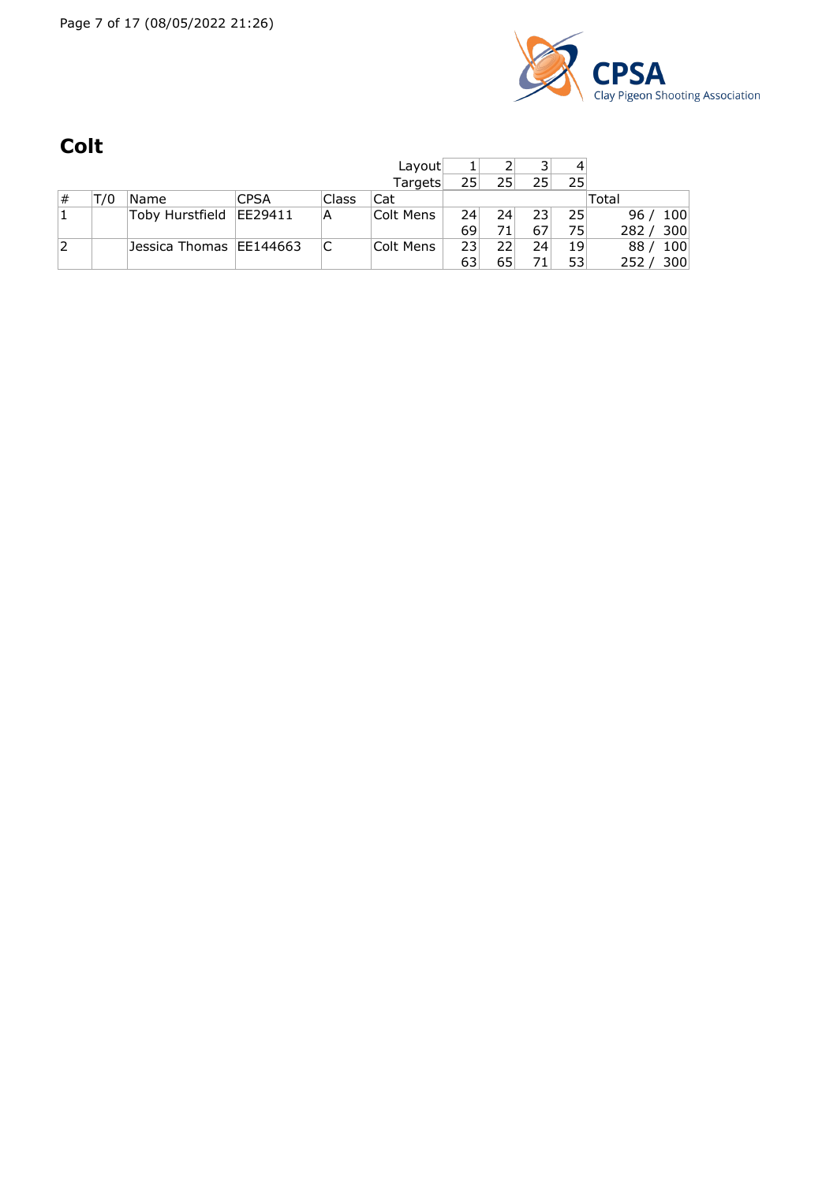## Colt

| # | T/0 | Name | CPSA | Class | Cat | 1 | 2 | 3 | 4 | Total |
|---|---|---|---|---|---|---|---|---|---|---|
| | | | | | Targets | 25 | 25 | 25 | 25 | |
| 1 | | Toby Hurstfield | EE29411 | A | Colt Mens | 24 | 24 | 23 | 25 | 96 / 100 |
| | | | | | | 69 | 71 | 67 | 75 | 282 / 300 |
| 2 | | Jessica Thomas | EE144663 | C | Colt Mens | 23 | 22 | 24 | 19 | 88 / 100 |
| | | | | | | 63 | 65 | 71 | 53 | 252 / 300 |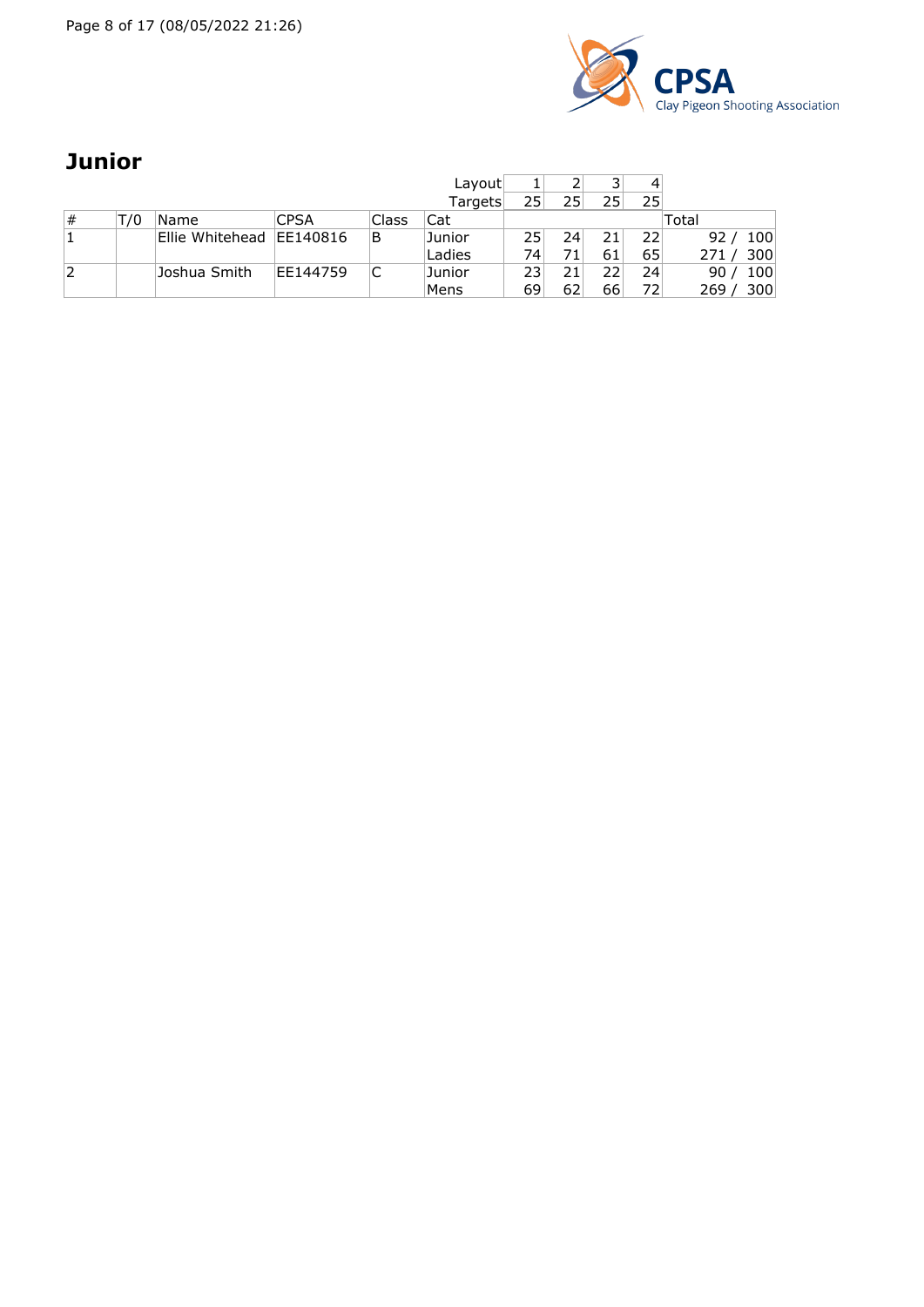## Junior

| # | T/0 | Name | CPSA | Class | Cat | 1 | 2 | 3 | 4 | Total |
|---|---|---|---|---|---|---|---|---|---|---|
| | | | | | Layout | 1 | 2 | 3 | 4 | |
| | | | | | Targets | 25 | 25 | 25 | 25 | |
| 1 | | Ellie Whitehead | EE140816 | B | Junior | 25 | 24 | 21 | 22 | 92 / 100 |
| | | | | | Ladies | 74 | 71 | 61 | 65 | 271 / 300 |
| 2 | | Joshua Smith | EE144759 | C | Junior | 23 | 21 | 22 | 24 | 90 / 100 |
| | | | | | Mens | 69 | 62 | 66 | 72 | 269 / 300 |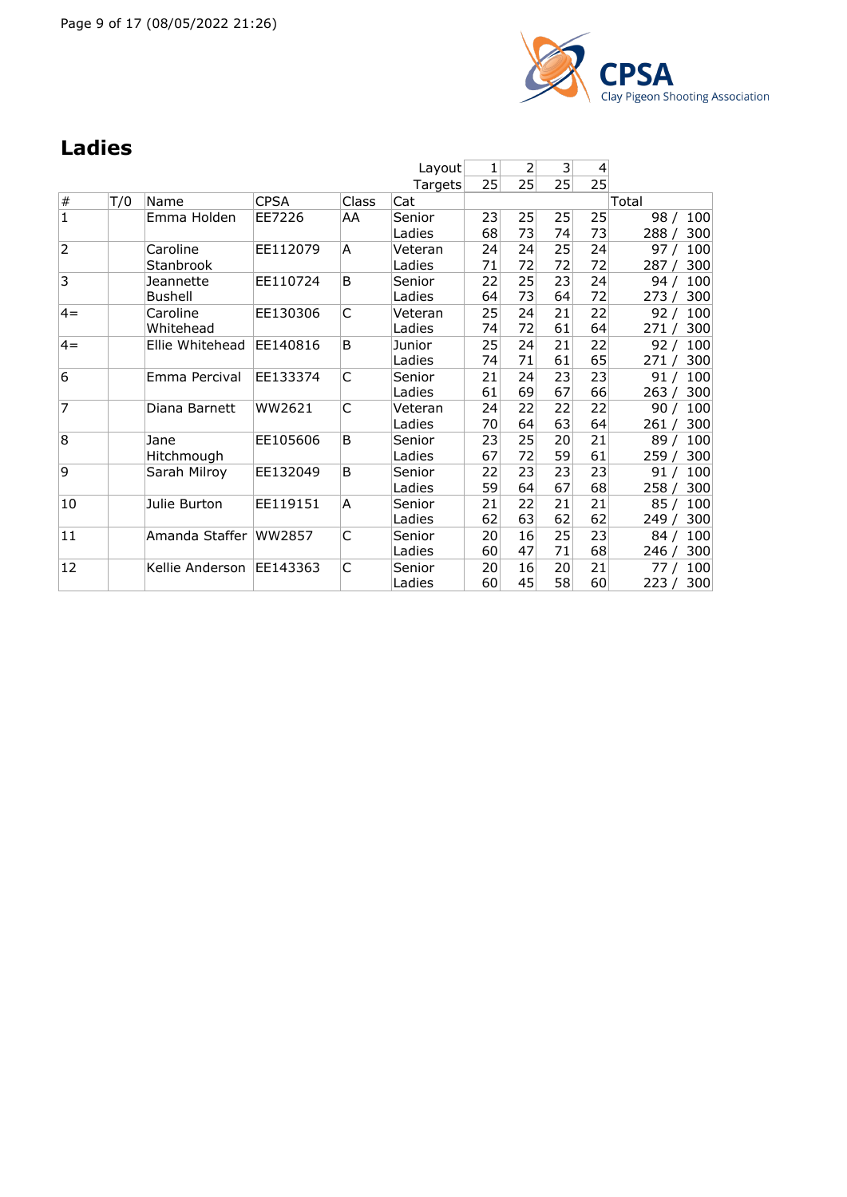## Ladies

| # | T/0 | Name | CPSA | Class | Cat | 1 | 2 | 3 | 4 | Total |
|---|---|---|---|---|---|---|---|---|---|---|
| | | | | | Layout | 1 | 2 | 3 | 4 | |
| | | | | | Targets | 25 | 25 | 25 | 25 | |
| 1 | | Emma Holden | EE7226 | AA | Senior Ladies | 23<br>68 | 25<br>73 | 25<br>74 | 25<br>73 | 98 / 100<br>288 / 300 |
| 2 | | Caroline Stanbrook | EE112079 | A | Veteran Ladies | 24<br>71 | 24<br>72 | 25<br>72 | 24<br>72 | 97 / 100<br>287 / 300 |
| 3 | | Jeannette Bushell | EE110724 | B | Senior Ladies | 22<br>64 | 25<br>73 | 23<br>64 | 24<br>72 | 94 / 100<br>273 / 300 |
| 4= | | Caroline Whitehead | EE130306 | C | Veteran Ladies | 25<br>74 | 24<br>72 | 21<br>61 | 22<br>64 | 92 / 100<br>271 / 300 |
| 4= | | Ellie Whitehead | EE140816 | B | Junior Ladies | 25<br>74 | 24<br>71 | 21<br>61 | 22<br>65 | 92 / 100<br>271 / 300 |
| 6 | | Emma Percival | EE133374 | C | Senior Ladies | 21<br>61 | 24<br>69 | 23<br>67 | 23<br>66 | 91 / 100<br>263 / 300 |
| 7 | | Diana Barnett | WW2621 | C | Veteran Ladies | 24<br>70 | 22<br>64 | 22<br>63 | 22<br>64 | 90 / 100<br>261 / 300 |
| 8 | | Jane Hitchmough | EE105606 | B | Senior Ladies | 23<br>67 | 25<br>72 | 20<br>59 | 21<br>61 | 89 / 100<br>259 / 300 |
| 9 | | Sarah Milroy | EE132049 | B | Senior Ladies | 22<br>59 | 23<br>64 | 23<br>67 | 23<br>68 | 91 / 100<br>258 / 300 |
| 10 | | Julie Burton | EE119151 | A | Senior Ladies | 21<br>62 | 22<br>63 | 21<br>62 | 21<br>62 | 85 / 100<br>249 / 300 |
| 11 | | Amanda Staffer | WW2857 | C | Senior Ladies | 20<br>60 | 16<br>47 | 25<br>71 | 23<br>68 | 84 / 100<br>246 / 300 |
| 12 | | Kellie Anderson | EE143363 | C | Senior Ladies | 20<br>60 | 16<br>45 | 20<br>58 | 21<br>60 | 77 / 100<br>223 / 300 |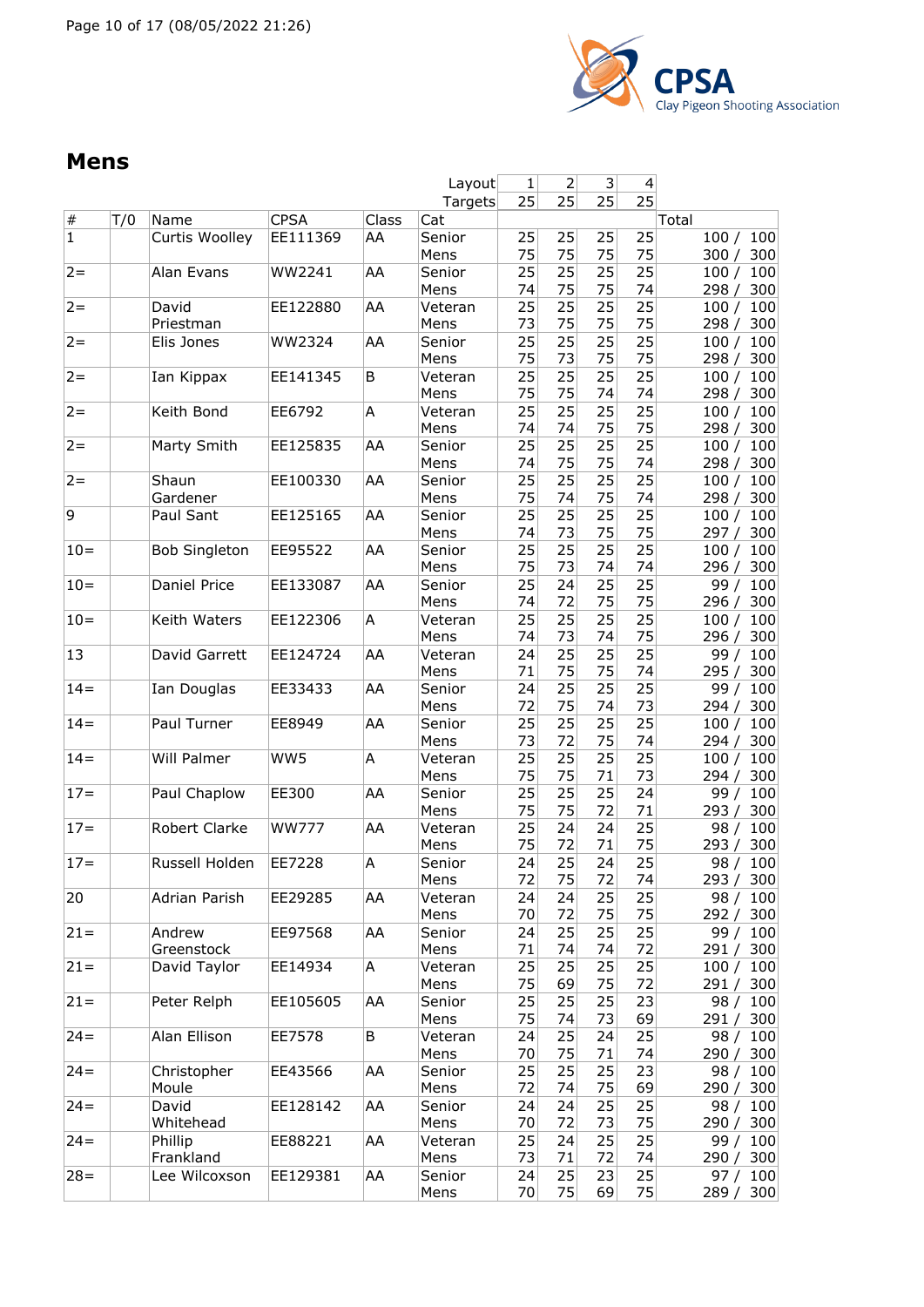## Mens

| # | T/O | Name | CPSA | Class | Cat | 1 | 2 | 3 | 4 | Total |
|---|---|---|---|---|---|---|---|---|---|---|
| | | | | | Layout | 1 | 2 | 3 | 4 | |
| | | | | | Targets | 25 | 25 | 25 | 25 | |
| 1 | | Curtis Woolley | EE111369 | AA | Senior Mens | 25<br>75 | 25<br>75 | 25<br>75 | 25<br>75 | 100 / 100<br>300 / 300 |
| 2= | | Alan Evans | WW2241 | AA | Senior Mens | 25<br>74 | 25<br>75 | 25<br>75 | 25<br>74 | 100 / 100<br>298 / 300 |
| 2= | | David Priestman | EE122880 | AA | Veteran Mens | 25<br>73 | 25<br>75 | 25<br>75 | 25<br>75 | 100 / 100<br>298 / 300 |
| 2= | | Elis Jones | WW2324 | AA | Senior Mens | 25<br>75 | 25<br>73 | 25<br>75 | 25<br>75 | 100 / 100<br>298 / 300 |
| 2= | | Ian Kippax | EE141345 | B | Veteran Mens | 25<br>75 | 25<br>75 | 25<br>74 | 25<br>74 | 100 / 100<br>298 / 300 |
| 2= | | Keith Bond | EE6792 | A | Veteran Mens | 25<br>74 | 25<br>74 | 25<br>75 | 25<br>75 | 100 / 100<br>298 / 300 |
| 2= | | Marty Smith | EE125835 | AA | Senior Mens | 25<br>74 | 25<br>75 | 25<br>75 | 25<br>74 | 100 / 100<br>298 / 300 |
| 2= | | Shaun Gardener | EE100330 | AA | Senior Mens | 25<br>75 | 25<br>74 | 25<br>75 | 25<br>74 | 100 / 100<br>298 / 300 |
| 9 | | Paul Sant | EE125165 | AA | Senior Mens | 25<br>74 | 25<br>73 | 25<br>75 | 25<br>75 | 100 / 100<br>297 / 300 |
| 10= | | Bob Singleton | EE95522 | AA | Senior Mens | 25<br>75 | 25<br>73 | 25<br>74 | 25<br>74 | 100 / 100<br>296 / 300 |
| 10= | | Daniel Price | EE133087 | AA | Senior Mens | 25<br>74 | 24<br>72 | 25<br>75 | 25<br>75 | 99 / 100<br>296 / 300 |
| 10= | | Keith Waters | EE122306 | A | Veteran Mens | 25<br>74 | 25<br>73 | 25<br>74 | 25<br>75 | 100 / 100<br>296 / 300 |
| 13 | | David Garrett | EE124724 | AA | Veteran Mens | 24<br>71 | 25<br>75 | 25<br>75 | 25<br>74 | 99 / 100<br>295 / 300 |
| 14= | | Ian Douglas | EE33433 | AA | Senior Mens | 24<br>72 | 25<br>75 | 25<br>74 | 25<br>73 | 99 / 100<br>294 / 300 |
| 14= | | Paul Turner | EE8949 | AA | Senior Mens | 25<br>73 | 25<br>72 | 25<br>75 | 25<br>74 | 100 / 100<br>294 / 300 |
| 14= | | Will Palmer | WW5 | A | Veteran Mens | 25<br>75 | 25<br>75 | 25<br>71 | 25<br>73 | 100 / 100<br>294 / 300 |
| 17= | | Paul Chaplow | EE300 | AA | Senior Mens | 25<br>75 | 25<br>75 | 25<br>72 | 24<br>71 | 99 / 100<br>293 / 300 |
| 17= | | Robert Clarke | WW777 | AA | Veteran Mens | 25<br>75 | 24<br>72 | 24<br>71 | 25<br>75 | 98 / 100<br>293 / 300 |
| 17= | | Russell Holden | EE7228 | A | Senior Mens | 24<br>72 | 25<br>75 | 24<br>72 | 25<br>74 | 98 / 100<br>293 / 300 |
| 20 | | Adrian Parish | EE29285 | AA | Veteran Mens | 24<br>70 | 24<br>72 | 25<br>75 | 25<br>75 | 98 / 100<br>292 / 300 |
| 21= | | Andrew Greenstock | EE97568 | AA | Senior Mens | 24<br>71 | 25<br>74 | 25<br>74 | 25<br>72 | 99 / 100<br>291 / 300 |
| 21= | | David Taylor | EE14934 | A | Veteran Mens | 25<br>75 | 25<br>69 | 25<br>75 | 25<br>72 | 100 / 100<br>291 / 300 |
| 21= | | Peter Relph | EE105605 | AA | Senior Mens | 25<br>75 | 25<br>74 | 25<br>73 | 23<br>69 | 98 / 100<br>291 / 300 |
| 24= | | Alan Ellison | EE7578 | B | Veteran Mens | 24<br>70 | 25<br>75 | 24<br>71 | 25<br>74 | 98 / 100<br>290 / 300 |
| 24= | | Christopher Moule | EE43566 | AA | Senior Mens | 25<br>72 | 25<br>74 | 25<br>75 | 23<br>69 | 98 / 100<br>290 / 300 |
| 24= | | David Whitehead | EE128142 | AA | Senior Mens | 24<br>70 | 24<br>72 | 25<br>73 | 25<br>75 | 98 / 100<br>290 / 300 |
| 24= | | Phillip Frankland | EE88221 | AA | Veteran Mens | 25<br>73 | 24<br>71 | 25<br>72 | 25<br>74 | 99 / 100<br>290 / 300 |
| 28= | | Lee Wilcoxson | EE129381 | AA | Senior Mens | 24<br>70 | 25<br>75 | 23<br>69 | 25<br>75 | 97 / 100<br>289 / 300 |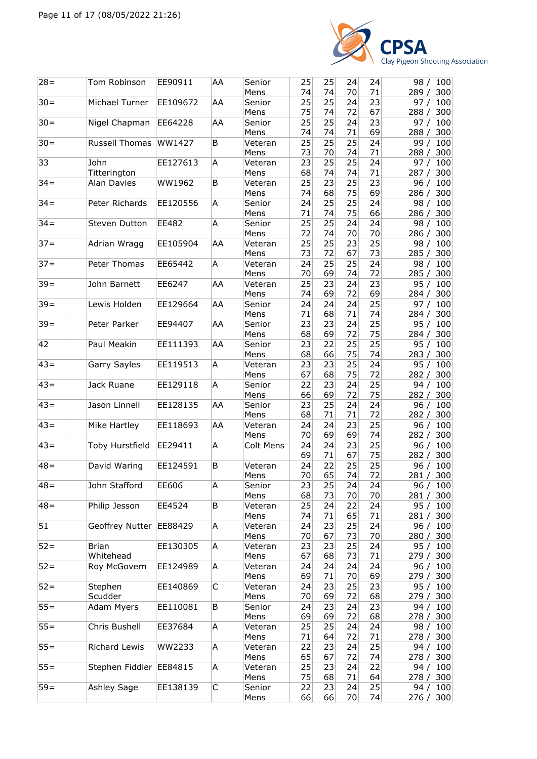| | | | | | | | | | |
|---|---|---|---|---|---|---|---|---|---|
| 28= | | Tom Robinson | EE90911 | AA | Senior Mens | 25 74 | 25 74 | 24 70 | 24 71 | 98 / 100 289 / 300 |
| 30= | | Michael Turner | EE109672 | AA | Senior Mens | 25 75 | 25 74 | 24 72 | 23 67 | 97 / 100 288 / 300 |
| 30= | | Nigel Chapman | EE64228 | AA | Senior Mens | 25 74 | 25 74 | 24 71 | 23 69 | 97 / 100 288 / 300 |
| 30= | | Russell Thomas | WW1427 | B | Veteran Mens | 25 73 | 25 70 | 25 74 | 24 71 | 99 / 100 288 / 300 |
| 33 | | John Titterington | EE127613 | A | Veteran Mens | 23 68 | 25 74 | 25 74 | 24 71 | 97 / 100 287 / 300 |
| 34= | | Alan Davies | WW1962 | B | Veteran Mens | 25 74 | 23 68 | 25 75 | 23 69 | 96 / 100 286 / 300 |
| 34= | | Peter Richards | EE120556 | A | Senior Mens | 24 71 | 25 74 | 25 75 | 24 66 | 98 / 100 286 / 300 |
| 34= | | Steven Dutton | EE482 | A | Senior Mens | 25 72 | 25 74 | 24 70 | 24 70 | 98 / 100 286 / 300 |
| 37= | | Adrian Wragg | EE105904 | AA | Veteran Mens | 25 73 | 25 72 | 23 67 | 25 73 | 98 / 100 285 / 300 |
| 37= | | Peter Thomas | EE65442 | A | Veteran Mens | 24 70 | 25 69 | 25 74 | 24 72 | 98 / 100 285 / 300 |
| 39= | | John Barnett | EE6247 | AA | Veteran Mens | 25 74 | 23 69 | 24 72 | 23 69 | 95 / 100 284 / 300 |
| 39= | | Lewis Holden | EE129664 | AA | Senior Mens | 24 71 | 24 68 | 24 71 | 25 74 | 97 / 100 284 / 300 |
| 39= | | Peter Parker | EE94407 | AA | Senior Mens | 23 68 | 23 69 | 24 72 | 25 75 | 95 / 100 284 / 300 |
| 42 | | Paul Meakin | EE111393 | AA | Senior Mens | 23 68 | 22 66 | 25 75 | 25 74 | 95 / 100 283 / 300 |
| 43= | | Garry Sayles | EE119513 | A | Veteran Mens | 23 67 | 23 68 | 25 75 | 24 72 | 95 / 100 282 / 300 |
| 43= | | Jack Ruane | EE129118 | A | Senior Mens | 22 66 | 23 69 | 24 72 | 25 75 | 94 / 100 282 / 300 |
| 43= | | Jason Linnell | EE128135 | AA | Senior Mens | 23 68 | 25 71 | 24 71 | 24 72 | 96 / 100 282 / 300 |
| 43= | | Mike Hartley | EE118693 | AA | Veteran Mens | 24 70 | 24 69 | 23 69 | 25 74 | 96 / 100 282 / 300 |
| 43= | | Toby Hurstfield | EE29411 | A | Colt Mens | 24 69 | 24 71 | 23 67 | 25 75 | 96 / 100 282 / 300 |
| 48= | | David Waring | EE124591 | B | Veteran Mens | 24 70 | 22 65 | 25 74 | 25 72 | 96 / 100 281 / 300 |
| 48= | | John Stafford | EE606 | A | Senior Mens | 23 68 | 25 73 | 24 70 | 24 70 | 96 / 100 281 / 300 |
| 48= | | Philip Jesson | EE4524 | B | Veteran Mens | 25 74 | 24 71 | 22 65 | 24 71 | 95 / 100 281 / 300 |
| 51 | | Geoffrey Nutter | EE88429 | A | Veteran Mens | 24 70 | 23 67 | 25 73 | 24 70 | 96 / 100 280 / 300 |
| 52= | | Brian Whitehead | EE130305 | A | Veteran Mens | 23 67 | 23 68 | 25 73 | 24 71 | 95 / 100 279 / 300 |
| 52= | | Roy McGovern | EE124989 | A | Veteran Mens | 24 69 | 24 71 | 24 70 | 24 69 | 96 / 100 279 / 300 |
| 52= | | Stephen Scudder | EE140869 | C | Veteran Mens | 24 70 | 23 69 | 25 72 | 23 68 | 95 / 100 279 / 300 |
| 55= | | Adam Myers | EE110081 | B | Senior Mens | 24 69 | 23 69 | 24 72 | 23 68 | 94 / 100 278 / 300 |
| 55= | | Chris Bushell | EE37684 | A | Veteran Mens | 25 71 | 25 64 | 24 72 | 24 71 | 98 / 100 278 / 300 |
| 55= | | Richard Lewis | WW2233 | A | Veteran Mens | 22 65 | 23 67 | 24 72 | 25 74 | 94 / 100 278 / 300 |
| 55= | | Stephen Fiddler | EE84815 | A | Veteran Mens | 25 75 | 23 68 | 24 71 | 22 64 | 94 / 100 278 / 300 |
| 59= | | Ashley Sage | EE138139 | C | Senior Mens | 22 66 | 23 66 | 24 70 | 25 74 | 94 / 100 276 / 300 |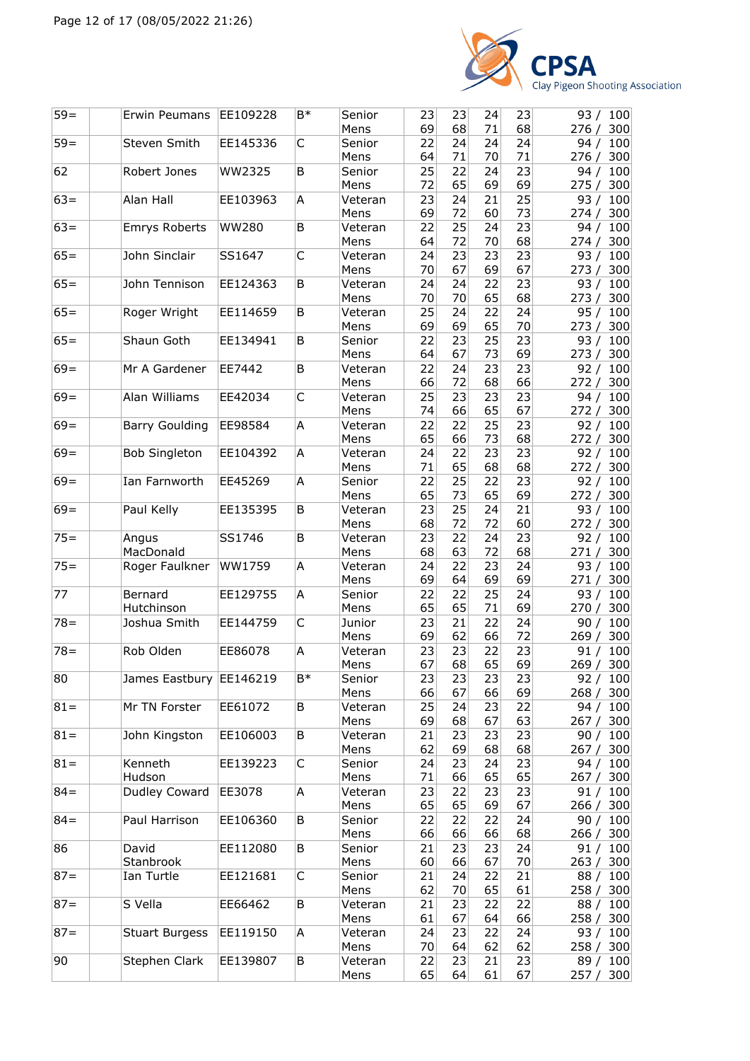| | | | | | | | | | |
|---|---|---|---|---|---|---|---|---|---|
| 59= | | Erwin Peumans | EE109228 | B* | Senior Mens | 23<br>69 | 23<br>68 | 24<br>71 | 23<br>68 | 93 / 100<br>276 / 300 |
| 59= | | Steven Smith | EE145336 | C | Senior Mens | 22<br>64 | 24<br>71 | 24<br>70 | 24<br>71 | 94 / 100<br>276 / 300 |
| 62 | | Robert Jones | WW2325 | B | Senior Mens | 25<br>72 | 22<br>65 | 24<br>69 | 23<br>69 | 94 / 100<br>275 / 300 |
| 63= | | Alan Hall | EE103963 | A | Veteran Mens | 23<br>69 | 24<br>72 | 21<br>60 | 25<br>73 | 93 / 100<br>274 / 300 |
| 63= | | Emrys Roberts | WW280 | B | Veteran Mens | 22<br>64 | 25<br>72 | 24<br>70 | 23<br>68 | 94 / 100<br>274 / 300 |
| 65= | | John Sinclair | SS1647 | C | Veteran Mens | 24<br>70 | 23<br>67 | 23<br>69 | 23<br>67 | 93 / 100<br>273 / 300 |
| 65= | | John Tennison | EE124363 | B | Veteran Mens | 24<br>70 | 24<br>70 | 22<br>65 | 23<br>68 | 93 / 100<br>273 / 300 |
| 65= | | Roger Wright | EE114659 | B | Veteran Mens | 25<br>69 | 24<br>69 | 22<br>65 | 24<br>70 | 95 / 100<br>273 / 300 |
| 65= | | Shaun Goth | EE134941 | B | Senior Mens | 22<br>64 | 23<br>67 | 25<br>73 | 23<br>69 | 93 / 100<br>273 / 300 |
| 69= | | Mr A Gardener | EE7442 | B | Veteran Mens | 22<br>66 | 24<br>72 | 23<br>68 | 23<br>66 | 92 / 100<br>272 / 300 |
| 69= | | Alan Williams | EE42034 | C | Veteran Mens | 25<br>74 | 23<br>66 | 23<br>65 | 23<br>67 | 94 / 100<br>272 / 300 |
| 69= | | Barry Goulding | EE98584 | A | Veteran Mens | 22<br>65 | 22<br>66 | 25<br>73 | 23<br>68 | 92 / 100<br>272 / 300 |
| 69= | | Bob Singleton | EE104392 | A | Veteran Mens | 24<br>71 | 22<br>65 | 23<br>68 | 23<br>68 | 92 / 100<br>272 / 300 |
| 69= | | Ian Farnworth | EE45269 | A | Senior Mens | 22<br>65 | 25<br>73 | 22<br>65 | 23<br>69 | 92 / 100<br>272 / 300 |
| 69= | | Paul Kelly | EE135395 | B | Veteran Mens | 23<br>68 | 25<br>72 | 24<br>72 | 21<br>60 | 93 / 100<br>272 / 300 |
| 75= | | Angus MacDonald | SS1746 | B | Veteran Mens | 23<br>68 | 22<br>63 | 24<br>72 | 23<br>68 | 92 / 100<br>271 / 300 |
| 75= | | Roger Faulkner | WW1759 | A | Veteran Mens | 24<br>69 | 22<br>64 | 23<br>69 | 24<br>69 | 93 / 100<br>271 / 300 |
| 77 | | Bernard Hutchinson | EE129755 | A | Senior Mens | 22<br>65 | 22<br>65 | 25<br>71 | 24<br>69 | 93 / 100<br>270 / 300 |
| 78= | | Joshua Smith | EE144759 | C | Junior Mens | 23<br>69 | 21<br>62 | 22<br>66 | 24<br>72 | 90 / 100<br>269 / 300 |
| 78= | | Rob Olden | EE86078 | A | Veteran Mens | 23<br>67 | 23<br>68 | 22<br>65 | 23<br>69 | 91 / 100<br>269 / 300 |
| 80 | | James Eastbury | EE146219 | B* | Senior Mens | 23<br>66 | 23<br>67 | 23<br>66 | 23<br>69 | 92 / 100<br>268 / 300 |
| 81= | | Mr TN Forster | EE61072 | B | Veteran Mens | 25<br>69 | 24<br>68 | 23<br>67 | 22<br>63 | 94 / 100<br>267 / 300 |
| 81= | | John Kingston | EE106003 | B | Veteran Mens | 21<br>62 | 23<br>69 | 23<br>68 | 23<br>68 | 90 / 100<br>267 / 300 |
| 81= | | Kenneth Hudson | EE139223 | C | Senior Mens | 24<br>71 | 23<br>66 | 24<br>65 | 23<br>65 | 94 / 100<br>267 / 300 |
| 84= | | Dudley Coward | EE3078 | A | Veteran Mens | 23<br>65 | 22<br>65 | 23<br>69 | 23<br>67 | 91 / 100<br>266 / 300 |
| 84= | | Paul Harrison | EE106360 | B | Senior Mens | 22<br>66 | 22<br>66 | 22<br>66 | 24<br>68 | 90 / 100<br>266 / 300 |
| 86 | | David Stanbrook | EE112080 | B | Senior Mens | 21<br>60 | 23<br>66 | 23<br>67 | 24<br>70 | 91 / 100<br>263 / 300 |
| 87= | | Ian Turtle | EE121681 | C | Senior Mens | 21<br>62 | 24<br>70 | 22<br>65 | 21<br>61 | 88 / 100<br>258 / 300 |
| 87= | | S Vella | EE66462 | B | Veteran Mens | 21<br>61 | 23<br>67 | 22<br>64 | 22<br>66 | 88 / 100<br>258 / 300 |
| 87= | | Stuart Burgess | EE119150 | A | Veteran Mens | 24<br>70 | 23<br>64 | 22<br>62 | 24<br>62 | 93 / 100<br>258 / 300 |
| 90 | | Stephen Clark | EE139807 | B | Veteran Mens | 22<br>65 | 23<br>64 | 21<br>61 | 23<br>67 | 89 / 100<br>257 / 300 |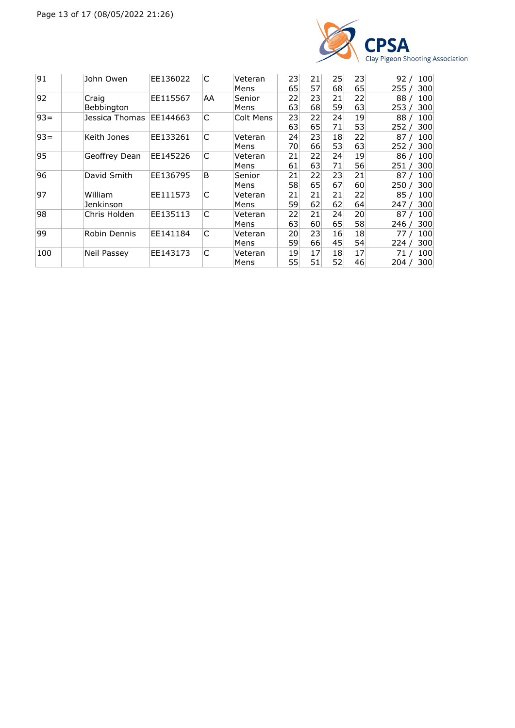| 91 | | John Owen | EE136022 | C | Veteran Mens | 23<br>65 | 21<br>57 | 25<br>68 | 23<br>65 | 92 / 100<br>255 / 300 |
|---|---|---|---|---|---|---|---|---|---|---|
| 92 | | Craig Bebbington | EE115567 | AA | Senior Mens | 22<br>63 | 23<br>68 | 21<br>59 | 22<br>63 | 88 / 100<br>253 / 300 |
| 93= | | Jessica Thomas | EE144663 | C | Colt Mens | 23<br>63 | 22<br>65 | 24<br>71 | 19<br>53 | 88 / 100<br>252 / 300 |
| 93= | | Keith Jones | EE133261 | C | Veteran Mens | 24<br>70 | 23<br>66 | 18<br>53 | 22<br>63 | 87 / 100<br>252 / 300 |
| 95 | | Geoffrey Dean | EE145226 | C | Veteran Mens | 21<br>61 | 22<br>63 | 24<br>71 | 19<br>56 | 86 / 100<br>251 / 300 |
| 96 | | David Smith | EE136795 | B | Senior Mens | 21<br>58 | 22<br>65 | 23<br>67 | 21<br>60 | 87 / 100<br>250 / 300 |
| 97 | | William Jenkinson | EE111573 | C | Veteran Mens | 21<br>59 | 21<br>62 | 21<br>62 | 22<br>64 | 85 / 100<br>247 / 300 |
| 98 | | Chris Holden | EE135113 | C | Veteran Mens | 22<br>63 | 21<br>60 | 24<br>65 | 20<br>58 | 87 / 100<br>246 / 300 |
| 99 | | Robin Dennis | EE141184 | C | Veteran Mens | 20<br>59 | 23<br>66 | 16<br>45 | 18<br>54 | 77 / 100<br>224 / 300 |
| 100 | | Neil Passey | EE143173 | C | Veteran Mens | 19<br>55 | 17<br>51 | 18<br>52 | 17<br>46 | 71 / 100<br>204 / 300 |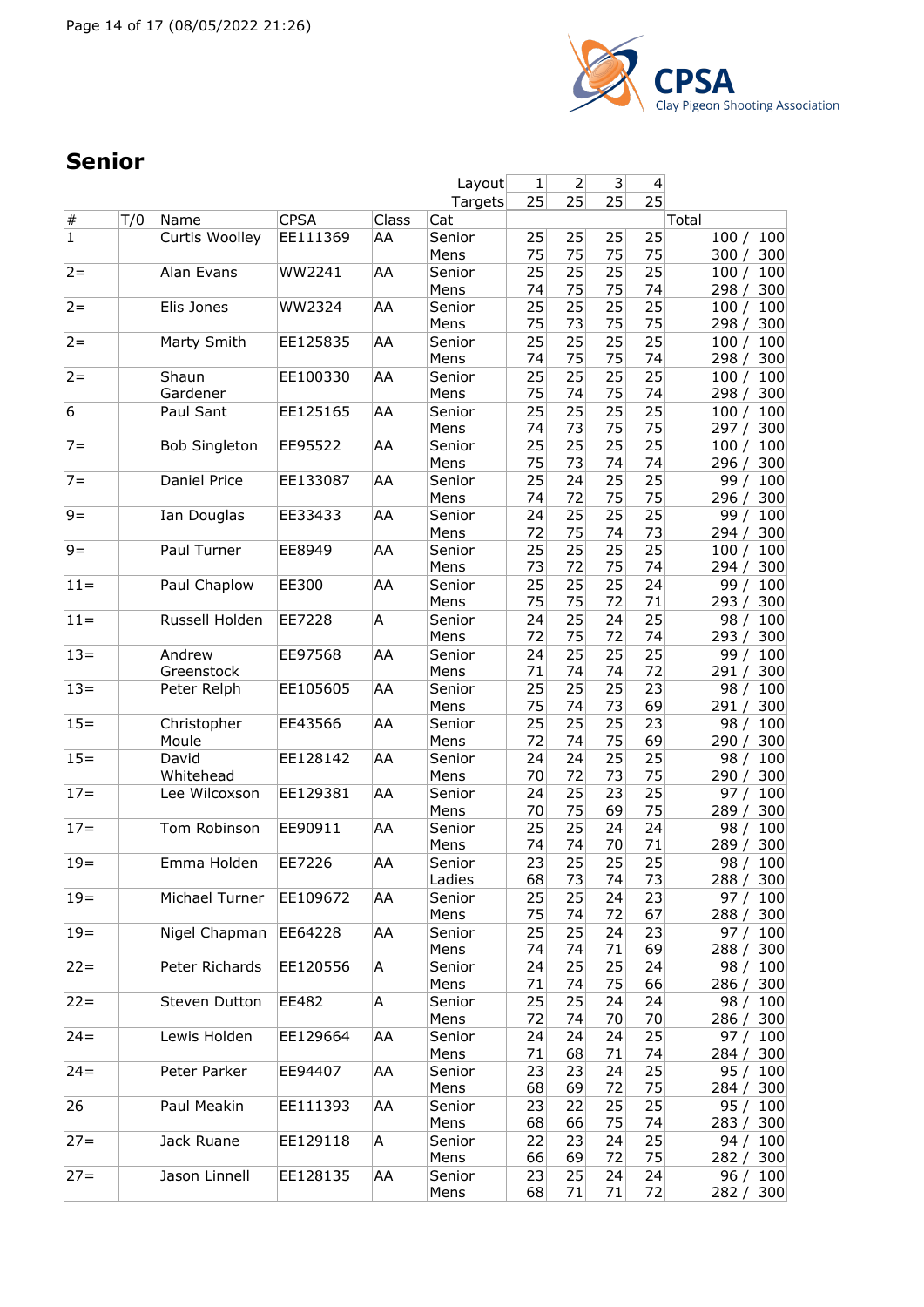## Senior

| # | T/O | Name | CPSA | Class | Cat | 1 | 2 | 3 | 4 | Total |
|---|---|---|---|---|---|---|---|---|---|---|
| | | | | | Layout | 1 | 2 | 3 | 4 | |
| | | | | | Targets | 25 | 25 | 25 | 25 | |
| 1 | | Curtis Woolley | EE111369 | AA | Senior Mens | 25 75 | 25 75 | 25 75 | 25 75 | 100 / 100 300 / 300 |
| 2= | | Alan Evans | WW2241 | AA | Senior Mens | 25 74 | 25 75 | 25 75 | 25 74 | 100 / 100 298 / 300 |
| 2= | | Elis Jones | WW2324 | AA | Senior Mens | 25 75 | 25 73 | 25 75 | 25 75 | 100 / 100 298 / 300 |
| 2= | | Marty Smith | EE125835 | AA | Senior Mens | 25 74 | 25 75 | 25 75 | 25 74 | 100 / 100 298 / 300 |
| 2= | | Shaun Gardener | EE100330 | AA | Senior Mens | 25 75 | 25 74 | 25 75 | 25 74 | 100 / 100 298 / 300 |
| 6 | | Paul Sant | EE125165 | AA | Senior Mens | 25 74 | 25 73 | 25 75 | 25 75 | 100 / 100 297 / 300 |
| 7= | | Bob Singleton | EE95522 | AA | Senior Mens | 25 75 | 25 73 | 25 74 | 25 74 | 100 / 100 296 / 300 |
| 7= | | Daniel Price | EE133087 | AA | Senior Mens | 25 74 | 24 72 | 25 75 | 25 75 | 99 / 100 296 / 300 |
| 9= | | Ian Douglas | EE33433 | AA | Senior Mens | 24 72 | 25 75 | 25 74 | 25 73 | 99 / 100 294 / 300 |
| 9= | | Paul Turner | EE8949 | AA | Senior Mens | 25 73 | 25 72 | 25 75 | 25 74 | 100 / 100 294 / 300 |
| 11= | | Paul Chaplow | EE300 | AA | Senior Mens | 25 75 | 25 75 | 25 72 | 24 71 | 99 / 100 293 / 300 |
| 11= | | Russell Holden | EE7228 | A | Senior Mens | 24 72 | 25 75 | 24 72 | 25 74 | 98 / 100 293 / 300 |
| 13= | | Andrew Greenstock | EE97568 | AA | Senior Mens | 24 71 | 25 74 | 25 74 | 25 72 | 99 / 100 291 / 300 |
| 13= | | Peter Relph | EE105605 | AA | Senior Mens | 25 75 | 25 74 | 25 73 | 23 69 | 98 / 100 291 / 300 |
| 15= | | Christopher Moule | EE43566 | AA | Senior Mens | 25 72 | 25 74 | 25 75 | 23 69 | 98 / 100 290 / 300 |
| 15= | | David Whitehead | EE128142 | AA | Senior Mens | 24 70 | 24 72 | 25 73 | 25 75 | 98 / 100 290 / 300 |
| 17= | | Lee Wilcoxson | EE129381 | AA | Senior Mens | 24 70 | 25 75 | 23 69 | 25 75 | 97 / 100 289 / 300 |
| 17= | | Tom Robinson | EE90911 | AA | Senior Mens | 25 74 | 25 74 | 24 70 | 24 71 | 98 / 100 289 / 300 |
| 19= | | Emma Holden | EE7226 | AA | Senior Ladies | 23 68 | 25 73 | 25 74 | 25 73 | 98 / 100 288 / 300 |
| 19= | | Michael Turner | EE109672 | AA | Senior Mens | 25 75 | 25 74 | 24 72 | 23 67 | 97 / 100 288 / 300 |
| 19= | | Nigel Chapman | EE64228 | AA | Senior Mens | 25 74 | 25 74 | 24 71 | 23 69 | 97 / 100 288 / 300 |
| 22= | | Peter Richards | EE120556 | A | Senior Mens | 24 71 | 25 74 | 25 75 | 24 66 | 98 / 100 286 / 300 |
| 22= | | Steven Dutton | EE482 | A | Senior Mens | 25 72 | 25 74 | 24 70 | 24 70 | 98 / 100 286 / 300 |
| 24= | | Lewis Holden | EE129664 | AA | Senior Mens | 24 71 | 24 68 | 24 71 | 25 74 | 97 / 100 284 / 300 |
| 24= | | Peter Parker | EE94407 | AA | Senior Mens | 23 68 | 23 69 | 24 72 | 25 75 | 95 / 100 284 / 300 |
| 26 | | Paul Meakin | EE111393 | AA | Senior Mens | 23 68 | 22 66 | 25 75 | 25 74 | 95 / 100 283 / 300 |
| 27= | | Jack Ruane | EE129118 | A | Senior Mens | 22 66 | 23 69 | 24 72 | 25 75 | 94 / 100 282 / 300 |
| 27= | | Jason Linnell | EE128135 | AA | Senior Mens | 23 68 | 25 71 | 24 71 | 24 72 | 96 / 100 282 / 300 |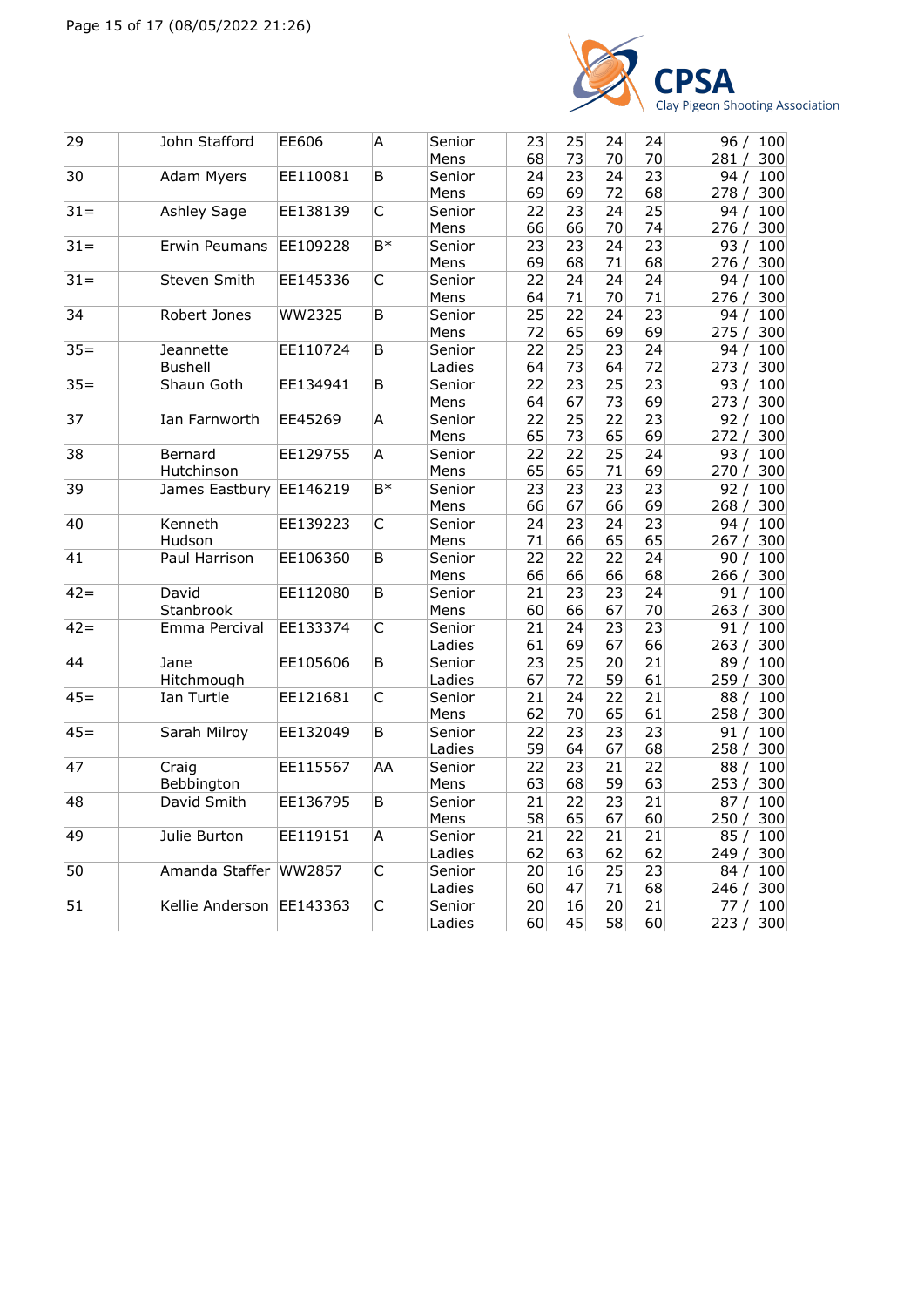| 29 | | John Stafford | EE606 | A | Senior Mens | 23<br>68 | 25<br>73 | 24<br>70 | 24<br>70 | 96 / 100<br>281 / 300 |
|---|---|---|---|---|---|---|---|---|---|---|
| 30 | | Adam Myers | EE110081 | B | Senior Mens | 24<br>69 | 23<br>69 | 24<br>72 | 23<br>68 | 94 / 100<br>278 / 300 |
| 31= | | Ashley Sage | EE138139 | C | Senior Mens | 22<br>66 | 23<br>66 | 24<br>70 | 25<br>74 | 94 / 100<br>276 / 300 |
| 31= | | Erwin Peumans | EE109228 | B* | Senior Mens | 23<br>69 | 23<br>68 | 24<br>71 | 23<br>68 | 93 / 100<br>276 / 300 |
| 31= | | Steven Smith | EE145336 | C | Senior Mens | 22<br>64 | 24<br>71 | 24<br>70 | 24<br>71 | 94 / 100<br>276 / 300 |
| 34 | | Robert Jones | WW2325 | B | Senior Mens | 25<br>72 | 22<br>65 | 24<br>69 | 23<br>69 | 94 / 100<br>275 / 300 |
| 35= | | Jeannette Bushell | EE110724 | B | Senior Ladies | 22<br>64 | 25<br>73 | 23<br>64 | 24<br>72 | 94 / 100<br>273 / 300 |
| 35= | | Shaun Goth | EE134941 | B | Senior Mens | 22<br>64 | 23<br>67 | 25<br>73 | 23<br>69 | 93 / 100<br>273 / 300 |
| 37 | | Ian Farnworth | EE45269 | A | Senior Mens | 22<br>65 | 25<br>73 | 22<br>65 | 23<br>69 | 92 / 100<br>272 / 300 |
| 38 | | Bernard Hutchinson | EE129755 | A | Senior Mens | 22<br>65 | 22<br>65 | 25<br>71 | 24<br>69 | 93 / 100<br>270 / 300 |
| 39 | | James Eastbury | EE146219 | B* | Senior Mens | 23<br>66 | 23<br>67 | 23<br>66 | 23<br>69 | 92 / 100<br>268 / 300 |
| 40 | | Kenneth Hudson | EE139223 | C | Senior Mens | 24<br>71 | 23<br>66 | 24<br>65 | 23<br>65 | 94 / 100<br>267 / 300 |
| 41 | | Paul Harrison | EE106360 | B | Senior Mens | 22<br>66 | 22<br>66 | 22<br>66 | 24<br>68 | 90 / 100<br>266 / 300 |
| 42= | | David Stanbrook | EE112080 | B | Senior Mens | 21<br>60 | 23<br>66 | 23<br>67 | 24<br>70 | 91 / 100<br>263 / 300 |
| 42= | | Emma Percival | EE133374 | C | Senior Ladies | 21<br>61 | 24<br>69 | 23<br>67 | 23<br>66 | 91 / 100<br>263 / 300 |
| 44 | | Jane Hitchmough | EE105606 | B | Senior Ladies | 23<br>67 | 25<br>72 | 20<br>59 | 21<br>61 | 89 / 100<br>259 / 300 |
| 45= | | Ian Turtle | EE121681 | C | Senior Mens | 21<br>62 | 24<br>70 | 22<br>65 | 21<br>61 | 88 / 100<br>258 / 300 |
| 45= | | Sarah Milroy | EE132049 | B | Senior Ladies | 22<br>59 | 23<br>64 | 23<br>67 | 23<br>68 | 91 / 100<br>258 / 300 |
| 47 | | Craig Bebbington | EE115567 | AA | Senior Mens | 22<br>63 | 23<br>68 | 21<br>59 | 22<br>63 | 88 / 100<br>253 / 300 |
| 48 | | David Smith | EE136795 | B | Senior Mens | 21<br>58 | 22<br>65 | 23<br>67 | 21<br>60 | 87 / 100<br>250 / 300 |
| 49 | | Julie Burton | EE119151 | A | Senior Ladies | 21<br>62 | 22<br>63 | 21<br>62 | 21<br>62 | 85 / 100<br>249 / 300 |
| 50 | | Amanda Staffer | WW2857 | C | Senior Ladies | 20<br>60 | 16<br>47 | 25<br>71 | 23<br>68 | 84 / 100<br>246 / 300 |
| 51 | | Kellie Anderson | EE143363 | C | Senior Ladies | 20<br>60 | 16<br>45 | 20<br>58 | 21<br>60 | 77 / 100<br>223 / 300 |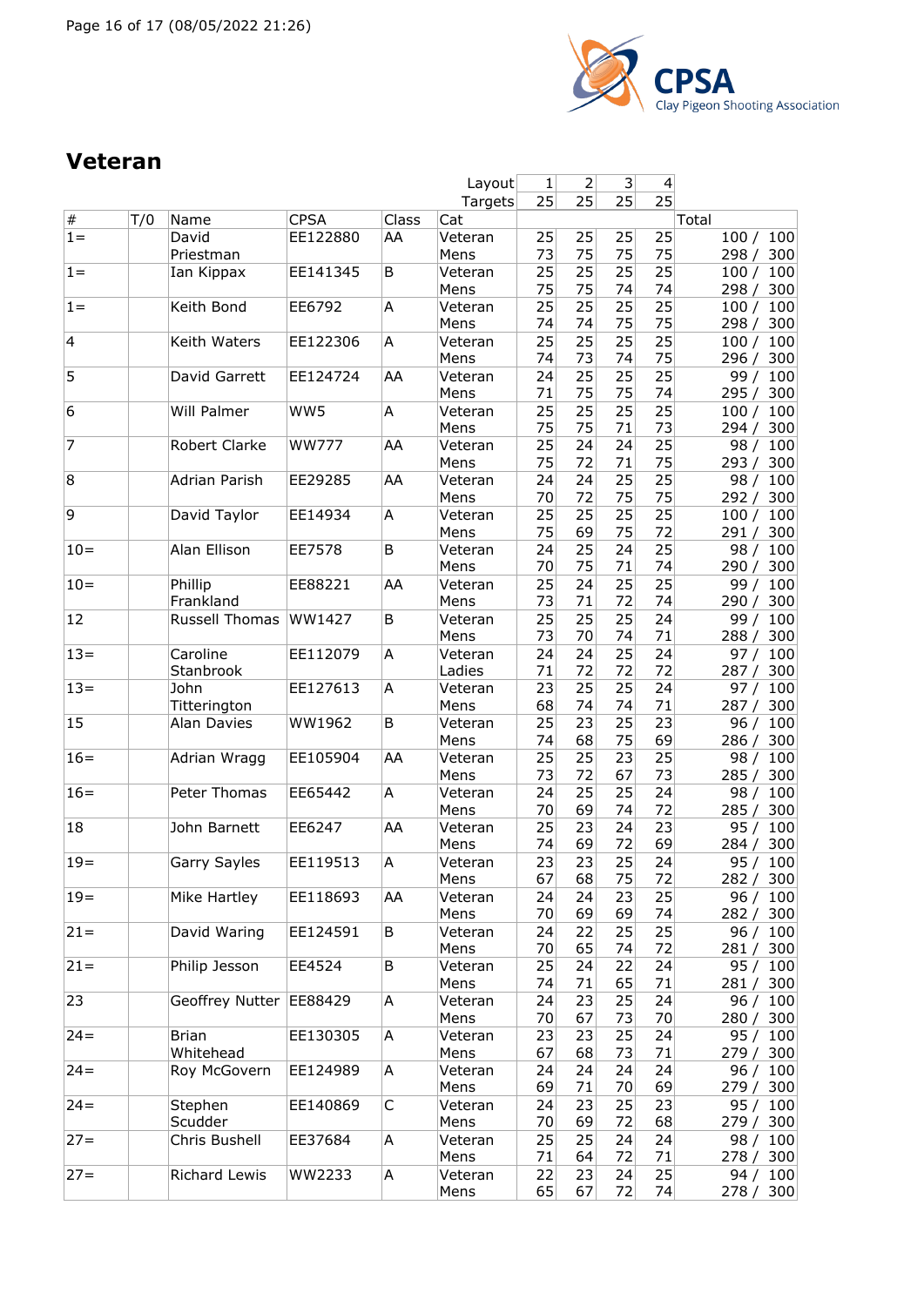## Veteran

| # | T/O | Name | CPSA | Class | Cat | 1 | 2 | 3 | 4 | Total |
|---|---|---|---|---|---|---|---|---|---|---|
| | | | | | Layout | 1 | 2 | 3 | 4 | |
| | | | | | Targets | 25 | 25 | 25 | 25 | |
| 1= | | David Priestman | EE122880 | AA | Veteran Mens | 25<br>73 | 25<br>75 | 25<br>75 | 25<br>75 | 100 / 100<br>298 / 300 |
| 1= | | Ian Kippax | EE141345 | B | Veteran Mens | 25<br>75 | 25<br>75 | 25<br>74 | 25<br>74 | 100 / 100<br>298 / 300 |
| 1= | | Keith Bond | EE6792 | A | Veteran Mens | 25<br>74 | 25<br>74 | 25<br>75 | 25<br>75 | 100 / 100<br>298 / 300 |
| 4 | | Keith Waters | EE122306 | A | Veteran Mens | 25<br>74 | 25<br>73 | 25<br>74 | 25<br>75 | 100 / 100<br>296 / 300 |
| 5 | | David Garrett | EE124724 | AA | Veteran Mens | 24<br>71 | 25<br>75 | 25<br>75 | 25<br>74 | 99 / 100<br>295 / 300 |
| 6 | | Will Palmer | WW5 | A | Veteran Mens | 25<br>75 | 25<br>75 | 25<br>71 | 25<br>73 | 100 / 100<br>294 / 300 |
| 7 | | Robert Clarke | WW777 | AA | Veteran Mens | 25<br>75 | 24<br>72 | 24<br>71 | 25<br>75 | 98 / 100<br>293 / 300 |
| 8 | | Adrian Parish | EE29285 | AA | Veteran Mens | 24<br>70 | 24<br>72 | 25<br>75 | 25<br>75 | 98 / 100<br>292 / 300 |
| 9 | | David Taylor | EE14934 | A | Veteran Mens | 25<br>75 | 25<br>69 | 25<br>75 | 25<br>72 | 100 / 100<br>291 / 300 |
| 10= | | Alan Ellison | EE7578 | B | Veteran Mens | 24<br>70 | 25<br>75 | 24<br>71 | 25<br>74 | 98 / 100<br>290 / 300 |
| 10= | | Phillip Frankland | EE88221 | AA | Veteran Mens | 25<br>73 | 24<br>71 | 25<br>72 | 25<br>74 | 99 / 100<br>290 / 300 |
| 12 | | Russell Thomas | WW1427 | B | Veteran Mens | 25<br>73 | 25<br>70 | 25<br>74 | 24<br>71 | 99 / 100<br>288 / 300 |
| 13= | | Caroline Stanbrook | EE112079 | A | Veteran Ladies | 24<br>71 | 24<br>72 | 25<br>72 | 24<br>72 | 97 / 100<br>287 / 300 |
| 13= | | John Titterington | EE127613 | A | Veteran Mens | 23<br>68 | 25<br>74 | 25<br>74 | 24<br>71 | 97 / 100<br>287 / 300 |
| 15 | | Alan Davies | WW1962 | B | Veteran Mens | 25<br>74 | 23<br>68 | 25<br>75 | 23<br>69 | 96 / 100<br>286 / 300 |
| 16= | | Adrian Wragg | EE105904 | AA | Veteran Mens | 25<br>73 | 25<br>72 | 23<br>67 | 25<br>73 | 98 / 100<br>285 / 300 |
| 16= | | Peter Thomas | EE65442 | A | Veteran Mens | 24<br>70 | 25<br>69 | 25<br>74 | 24<br>72 | 98 / 100<br>285 / 300 |
| 18 | | John Barnett | EE6247 | AA | Veteran Mens | 25<br>74 | 23<br>69 | 24<br>72 | 23<br>69 | 95 / 100<br>284 / 300 |
| 19= | | Garry Sayles | EE119513 | A | Veteran Mens | 23<br>67 | 23<br>68 | 25<br>75 | 24<br>72 | 95 / 100<br>282 / 300 |
| 19= | | Mike Hartley | EE118693 | AA | Veteran Mens | 24<br>70 | 24<br>69 | 23<br>69 | 25<br>74 | 96 / 100<br>282 / 300 |
| 21= | | David Waring | EE124591 | B | Veteran Mens | 24<br>70 | 22<br>65 | 25<br>74 | 25<br>72 | 96 / 100<br>281 / 300 |
| 21= | | Philip Jesson | EE4524 | B | Veteran Mens | 25<br>74 | 24<br>71 | 22<br>65 | 24<br>71 | 95 / 100<br>281 / 300 |
| 23 | | Geoffrey Nutter | EE88429 | A | Veteran Mens | 24<br>70 | 23<br>67 | 25<br>73 | 24<br>70 | 96 / 100<br>280 / 300 |
| 24= | | Brian Whitehead | EE130305 | A | Veteran Mens | 23<br>67 | 23<br>68 | 25<br>73 | 24<br>71 | 95 / 100<br>279 / 300 |
| 24= | | Roy McGovern | EE124989 | A | Veteran Mens | 24<br>69 | 24<br>71 | 24<br>70 | 24<br>69 | 96 / 100<br>279 / 300 |
| 24= | | Stephen Scudder | EE140869 | C | Veteran Mens | 24<br>70 | 23<br>69 | 25<br>72 | 23<br>68 | 95 / 100<br>279 / 300 |
| 27= | | Chris Bushell | EE37684 | A | Veteran Mens | 25<br>71 | 25<br>64 | 24<br>72 | 24<br>71 | 98 / 100<br>278 / 300 |
| 27= | | Richard Lewis | WW2233 | A | Veteran Mens | 22<br>65 | 23<br>67 | 24<br>72 | 25<br>74 | 94 / 100<br>278 / 300 |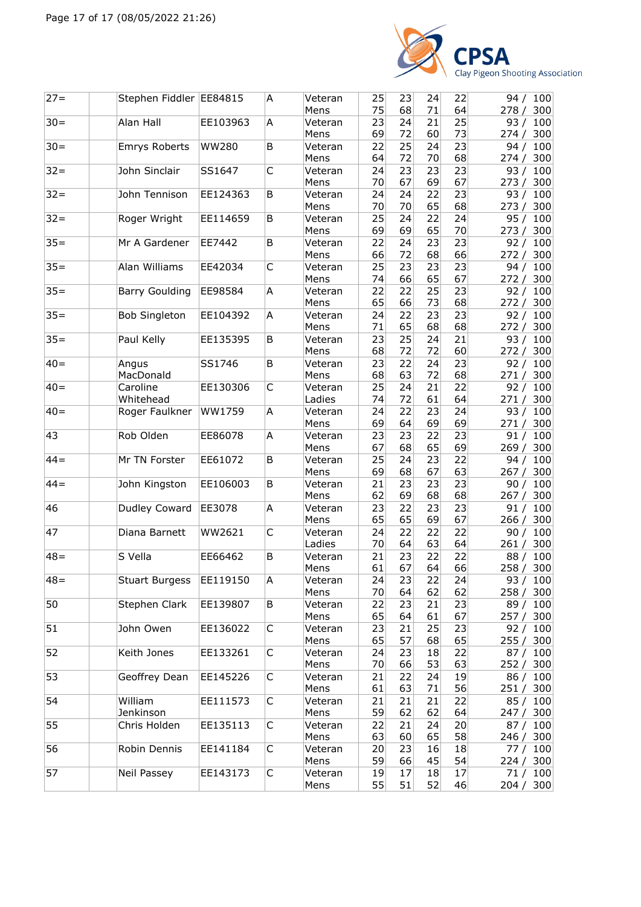| | | | | | | | | | | |
|---|---|---|---|---|---|---|---|---|---|---|
| 27= | | Stephen Fiddler | EE84815 | A | Veteran Mens | 25<br>75 | 23<br>68 | 24<br>71 | 22<br>64 | 94 / 100<br>278 / 300 |
| 30= | | Alan Hall | EE103963 | A | Veteran Mens | 23<br>69 | 24<br>72 | 21<br>60 | 25<br>73 | 93 / 100<br>274 / 300 |
| 30= | | Emrys Roberts | WW280 | B | Veteran Mens | 22<br>64 | 25<br>72 | 24<br>70 | 23<br>68 | 94 / 100<br>274 / 300 |
| 32= | | John Sinclair | SS1647 | C | Veteran Mens | 24<br>70 | 23<br>67 | 23<br>69 | 23<br>67 | 93 / 100<br>273 / 300 |
| 32= | | John Tennison | EE124363 | B | Veteran Mens | 24<br>70 | 24<br>70 | 22<br>65 | 23<br>68 | 93 / 100<br>273 / 300 |
| 32= | | Roger Wright | EE114659 | B | Veteran Mens | 25<br>69 | 24<br>69 | 22<br>65 | 24<br>70 | 95 / 100<br>273 / 300 |
| 35= | | Mr A Gardener | EE7442 | B | Veteran Mens | 22<br>66 | 24<br>72 | 23<br>68 | 23<br>66 | 92 / 100<br>272 / 300 |
| 35= | | Alan Williams | EE42034 | C | Veteran Mens | 25<br>74 | 23<br>66 | 23<br>65 | 23<br>67 | 94 / 100<br>272 / 300 |
| 35= | | Barry Goulding | EE98584 | A | Veteran Mens | 22<br>65 | 22<br>66 | 25<br>73 | 23<br>68 | 92 / 100<br>272 / 300 |
| 35= | | Bob Singleton | EE104392 | A | Veteran Mens | 24<br>71 | 22<br>65 | 23<br>68 | 23<br>68 | 92 / 100<br>272 / 300 |
| 35= | | Paul Kelly | EE135395 | B | Veteran Mens | 23<br>68 | 25<br>72 | 24<br>72 | 21<br>60 | 93 / 100<br>272 / 300 |
| 40= | | Angus MacDonald | SS1746 | B | Veteran Mens | 23<br>68 | 22<br>63 | 24<br>72 | 23<br>68 | 92 / 100<br>271 / 300 |
| 40= | | Caroline Whitehead | EE130306 | C | Veteran Ladies | 25<br>74 | 24<br>72 | 21<br>61 | 22<br>64 | 92 / 100<br>271 / 300 |
| 40= | | Roger Faulkner | WW1759 | A | Veteran Mens | 24<br>69 | 22<br>64 | 23<br>69 | 24<br>69 | 93 / 100<br>271 / 300 |
| 43 | | Rob Olden | EE86078 | A | Veteran Mens | 23<br>67 | 23<br>68 | 22<br>65 | 23<br>69 | 91 / 100<br>269 / 300 |
| 44= | | Mr TN Forster | EE61072 | B | Veteran Mens | 25<br>69 | 24<br>68 | 23<br>67 | 22<br>63 | 94 / 100<br>267 / 300 |
| 44= | | John Kingston | EE106003 | B | Veteran Mens | 21<br>62 | 23<br>69 | 23<br>68 | 23<br>68 | 90 / 100<br>267 / 300 |
| 46 | | Dudley Coward | EE3078 | A | Veteran Mens | 23<br>65 | 22<br>65 | 23<br>69 | 23<br>67 | 91 / 100<br>266 / 300 |
| 47 | | Diana Barnett | WW2621 | C | Veteran Ladies | 24<br>70 | 22<br>64 | 22<br>63 | 22<br>64 | 90 / 100<br>261 / 300 |
| 48= | | S Vella | EE66462 | B | Veteran Mens | 21<br>61 | 23<br>67 | 22<br>64 | 22<br>66 | 88 / 100<br>258 / 300 |
| 48= | | Stuart Burgess | EE119150 | A | Veteran Mens | 24<br>70 | 23<br>64 | 22<br>62 | 24<br>62 | 93 / 100<br>258 / 300 |
| 50 | | Stephen Clark | EE139807 | B | Veteran Mens | 22<br>65 | 23<br>64 | 21<br>61 | 23<br>67 | 89 / 100<br>257 / 300 |
| 51 | | John Owen | EE136022 | C | Veteran Mens | 23<br>65 | 21<br>57 | 25<br>68 | 23<br>65 | 92 / 100<br>255 / 300 |
| 52 | | Keith Jones | EE133261 | C | Veteran Mens | 24<br>70 | 23<br>66 | 18<br>53 | 22<br>63 | 87 / 100<br>252 / 300 |
| 53 | | Geoffrey Dean | EE145226 | C | Veteran Mens | 21<br>61 | 22<br>63 | 24<br>71 | 19<br>56 | 86 / 100<br>251 / 300 |
| 54 | | William Jenkinson | EE111573 | C | Veteran Mens | 21<br>59 | 21<br>62 | 21<br>62 | 22<br>64 | 85 / 100<br>247 / 300 |
| 55 | | Chris Holden | EE135113 | C | Veteran Mens | 22<br>63 | 21<br>60 | 24<br>65 | 20<br>58 | 87 / 100<br>246 / 300 |
| 56 | | Robin Dennis | EE141184 | C | Veteran Mens | 20<br>59 | 23<br>66 | 16<br>45 | 18<br>54 | 77 / 100<br>224 / 300 |
| 57 | | Neil Passey | EE143173 | C | Veteran Mens | 19<br>55 | 17<br>51 | 18<br>52 | 17<br>46 | 71 / 100<br>204 / 300 |